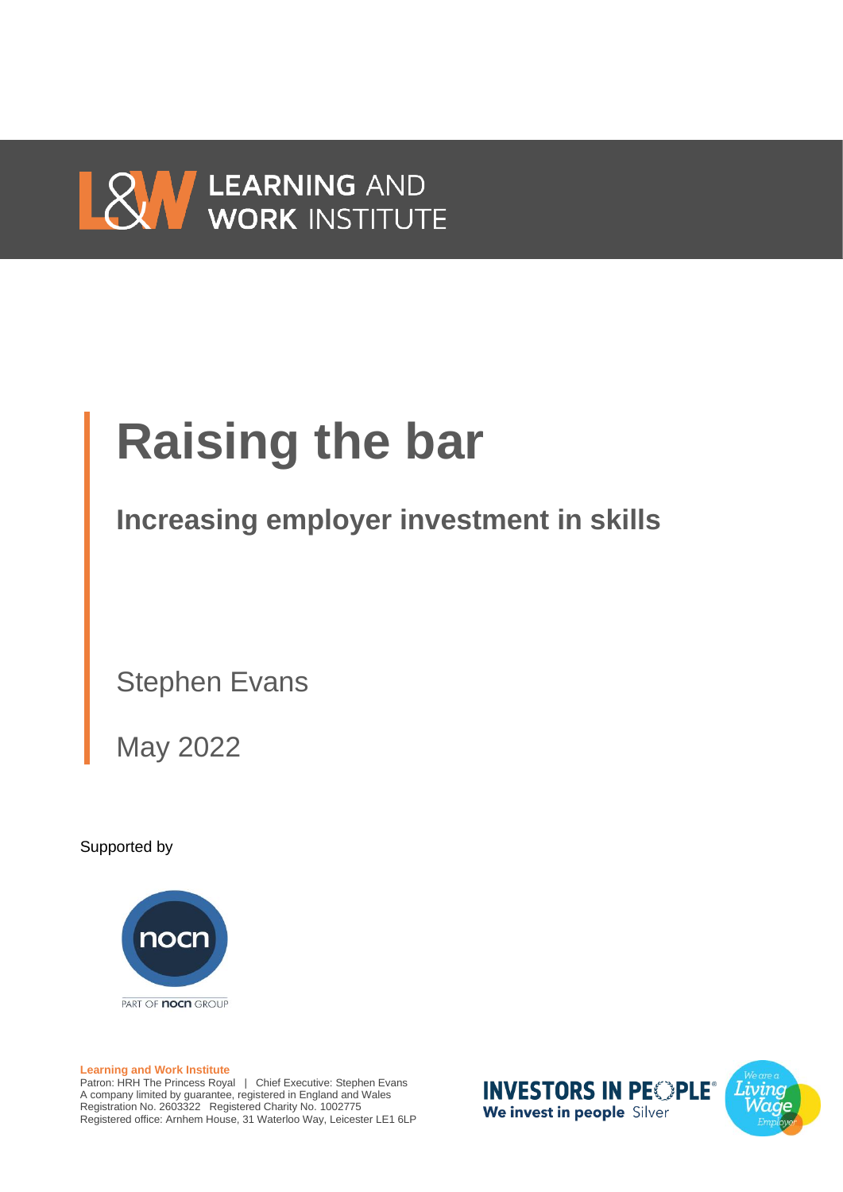LEARNING AND WORK INSTITUTE

# Raising the bar

## Increasing employer investment in skills

Stephen Evans

May 2022

Supported by

nocn

PART OF nocn GROUP

**Learning and Work Institute**
Patron: HRH The Princess Royal | Chief Executive: Stephen Evans
A company limited by guarantee, registered in England and Wales
Registration No. 2603322 Registered Charity No. 1002775
Registered office: Arnhem House, 31 Waterloo Way, Leicester LE1 6LP

INVESTORS IN PEOPLE® We invest in people Silver

We are a Living Wage Employer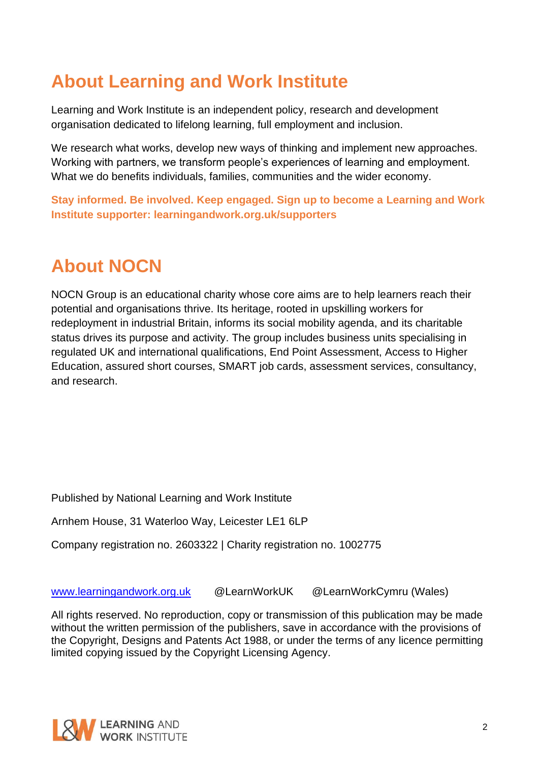## About Learning and Work Institute

Learning and Work Institute is an independent policy, research and development organisation dedicated to lifelong learning, full employment and inclusion.

We research what works, develop new ways of thinking and implement new approaches. Working with partners, we transform people's experiences of learning and employment. What we do benefits individuals, families, communities and the wider economy.

**Stay informed. Be involved. Keep engaged. Sign up to become a Learning and Work Institute supporter: learningandwork.org.uk/supporters**

## About NOCN

NOCN Group is an educational charity whose core aims are to help learners reach their potential and organisations thrive. Its heritage, rooted in upskilling workers for redeployment in industrial Britain, informs its social mobility agenda, and its charitable status drives its purpose and activity. The group includes business units specialising in regulated UK and international qualifications, End Point Assessment, Access to Higher Education, assured short courses, SMART job cards, assessment services, consultancy, and research.

Published by National Learning and Work Institute

Arnhem House, 31 Waterloo Way, Leicester LE1 6LP

Company registration no. 2603322 | Charity registration no. 1002775

www.learningandwork.org.uk @LearnWorkUK @LearnWorkCymru (Wales)

All rights reserved. No reproduction, copy or transmission of this publication may be made without the written permission of the publishers, save in accordance with the provisions of the Copyright, Designs and Patents Act 1988, or under the terms of any licence permitting limited copying issued by the Copyright Licensing Agency.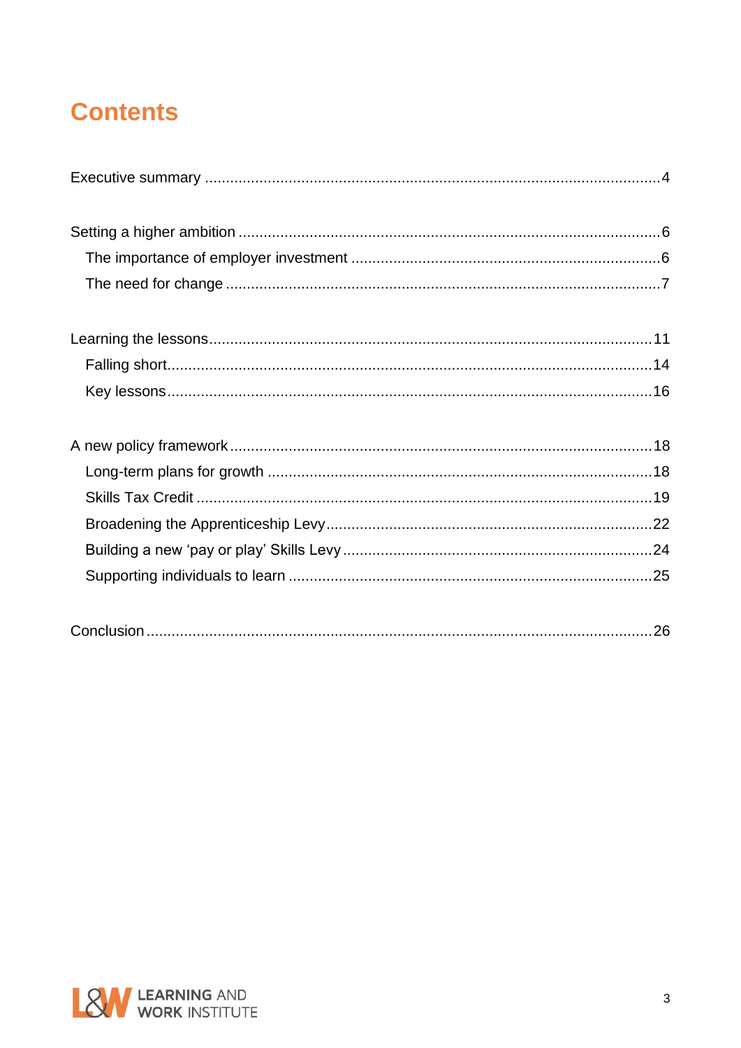# Contents

Executive summary ... 4

Setting a higher ambition ... 6
- The importance of employer investment ... 6
- The need for change ... 7

Learning the lessons ... 11
- Falling short ... 14
- Key lessons ... 16

A new policy framework ... 18
- Long-term plans for growth ... 18
- Skills Tax Credit ... 19
- Broadening the Apprenticeship Levy ... 22
- Building a new ‘pay or play’ Skills Levy ... 24
- Supporting individuals to learn ... 25

Conclusion ... 26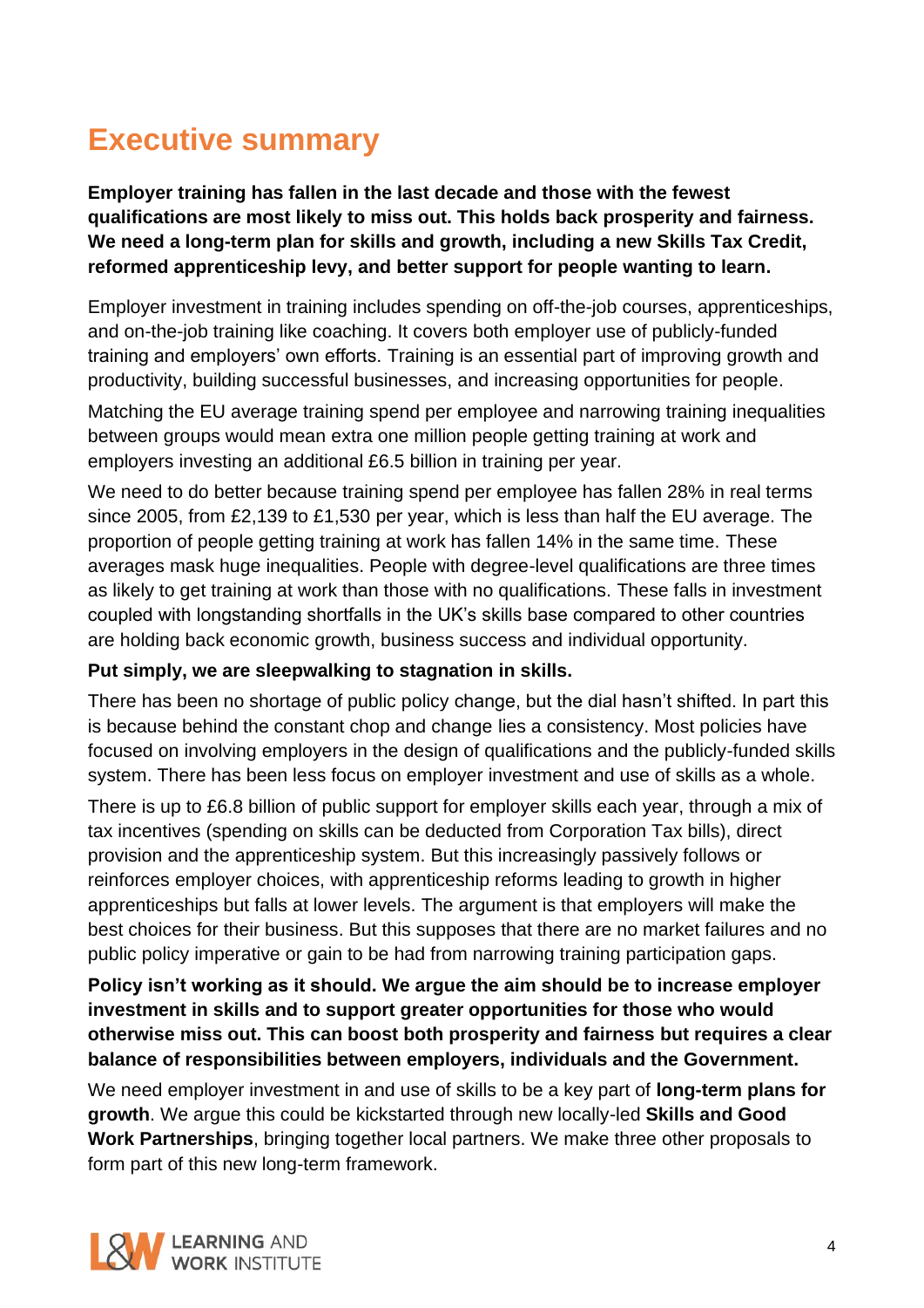# Executive summary

**Employer training has fallen in the last decade and those with the fewest qualifications are most likely to miss out. This holds back prosperity and fairness. We need a long-term plan for skills and growth, including a new Skills Tax Credit, reformed apprenticeship levy, and better support for people wanting to learn.**

Employer investment in training includes spending on off-the-job courses, apprenticeships, and on-the-job training like coaching. It covers both employer use of publicly-funded training and employers' own efforts. Training is an essential part of improving growth and productivity, building successful businesses, and increasing opportunities for people.

Matching the EU average training spend per employee and narrowing training inequalities between groups would mean extra one million people getting training at work and employers investing an additional £6.5 billion in training per year.

We need to do better because training spend per employee has fallen 28% in real terms since 2005, from £2,139 to £1,530 per year, which is less than half the EU average. The proportion of people getting training at work has fallen 14% in the same time. These averages mask huge inequalities. People with degree-level qualifications are three times as likely to get training at work than those with no qualifications. These falls in investment coupled with longstanding shortfalls in the UK's skills base compared to other countries are holding back economic growth, business success and individual opportunity.

**Put simply, we are sleepwalking to stagnation in skills.**

There has been no shortage of public policy change, but the dial hasn't shifted. In part this is because behind the constant chop and change lies a consistency. Most policies have focused on involving employers in the design of qualifications and the publicly-funded skills system. There has been less focus on employer investment and use of skills as a whole.

There is up to £6.8 billion of public support for employer skills each year, through a mix of tax incentives (spending on skills can be deducted from Corporation Tax bills), direct provision and the apprenticeship system. But this increasingly passively follows or reinforces employer choices, with apprenticeship reforms leading to growth in higher apprenticeships but falls at lower levels. The argument is that employers will make the best choices for their business. But this supposes that there are no market failures and no public policy imperative or gain to be had from narrowing training participation gaps.

**Policy isn't working as it should. We argue the aim should be to increase employer investment in skills and to support greater opportunities for those who would otherwise miss out. This can boost both prosperity and fairness but requires a clear balance of responsibilities between employers, individuals and the Government.**

We need employer investment in and use of skills to be a key part of **long-term plans for growth**. We argue this could be kickstarted through new locally-led **Skills and Good Work Partnerships**, bringing together local partners. We make three other proposals to form part of this new long-term framework.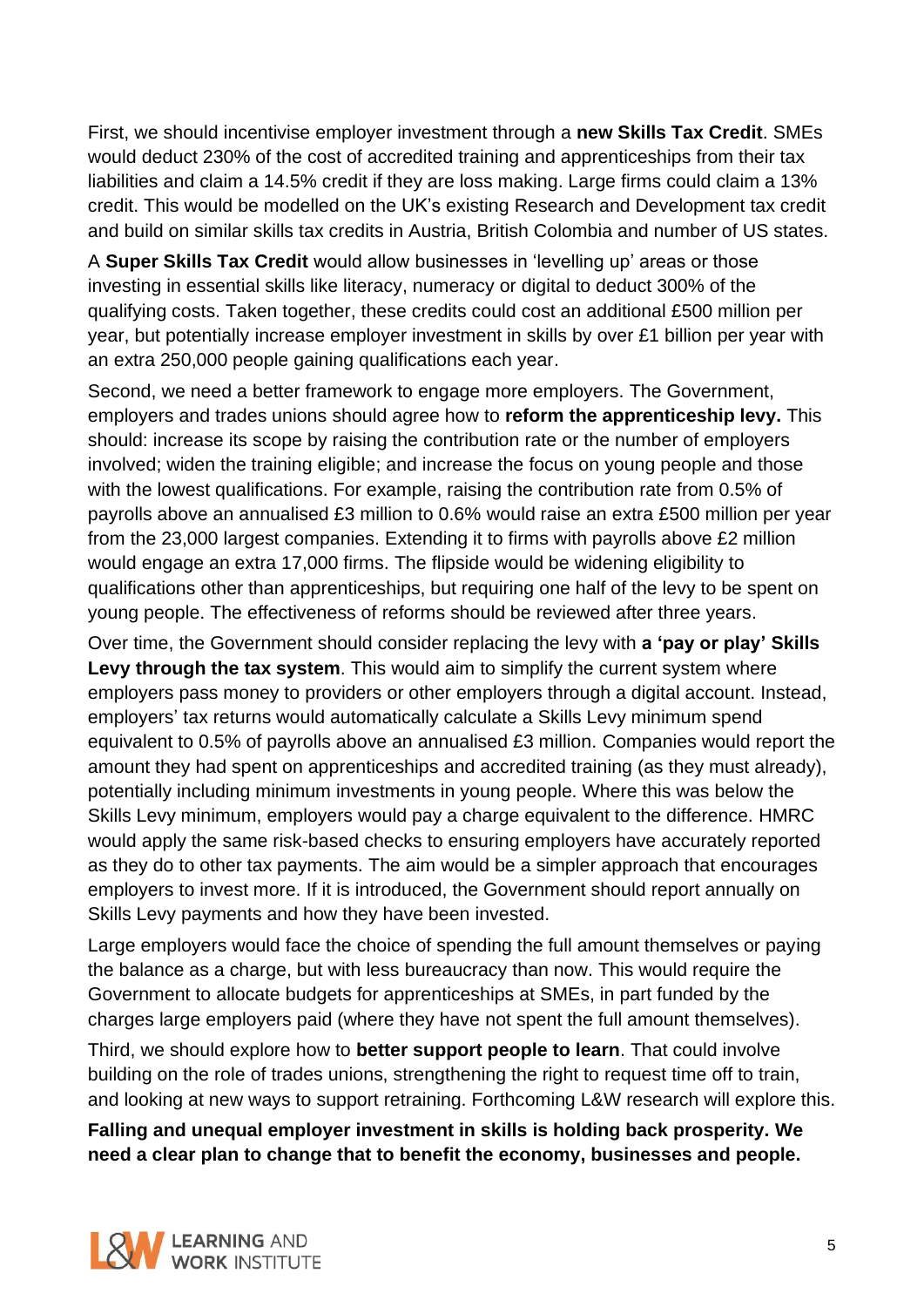First, we should incentivise employer investment through a **new Skills Tax Credit**. SMEs would deduct 230% of the cost of accredited training and apprenticeships from their tax liabilities and claim a 14.5% credit if they are loss making. Large firms could claim a 13% credit. This would be modelled on the UK's existing Research and Development tax credit and build on similar skills tax credits in Austria, British Colombia and number of US states.

A **Super Skills Tax Credit** would allow businesses in 'levelling up' areas or those investing in essential skills like literacy, numeracy or digital to deduct 300% of the qualifying costs. Taken together, these credits could cost an additional £500 million per year, but potentially increase employer investment in skills by over £1 billion per year with an extra 250,000 people gaining qualifications each year.

Second, we need a better framework to engage more employers. The Government, employers and trades unions should agree how to **reform the apprenticeship levy.** This should: increase its scope by raising the contribution rate or the number of employers involved; widen the training eligible; and increase the focus on young people and those with the lowest qualifications. For example, raising the contribution rate from 0.5% of payrolls above an annualised £3 million to 0.6% would raise an extra £500 million per year from the 23,000 largest companies. Extending it to firms with payrolls above £2 million would engage an extra 17,000 firms. The flipside would be widening eligibility to qualifications other than apprenticeships, but requiring one half of the levy to be spent on young people. The effectiveness of reforms should be reviewed after three years.

Over time, the Government should consider replacing the levy with **a 'pay or play' Skills Levy through the tax system**. This would aim to simplify the current system where employers pass money to providers or other employers through a digital account. Instead, employers' tax returns would automatically calculate a Skills Levy minimum spend equivalent to 0.5% of payrolls above an annualised £3 million. Companies would report the amount they had spent on apprenticeships and accredited training (as they must already), potentially including minimum investments in young people. Where this was below the Skills Levy minimum, employers would pay a charge equivalent to the difference. HMRC would apply the same risk-based checks to ensuring employers have accurately reported as they do to other tax payments. The aim would be a simpler approach that encourages employers to invest more. If it is introduced, the Government should report annually on Skills Levy payments and how they have been invested.

Large employers would face the choice of spending the full amount themselves or paying the balance as a charge, but with less bureaucracy than now. This would require the Government to allocate budgets for apprenticeships at SMEs, in part funded by the charges large employers paid (where they have not spent the full amount themselves).

Third, we should explore how to **better support people to learn**. That could involve building on the role of trades unions, strengthening the right to request time off to train, and looking at new ways to support retraining. Forthcoming L&W research will explore this.

**Falling and unequal employer investment in skills is holding back prosperity. We need a clear plan to change that to benefit the economy, businesses and people.**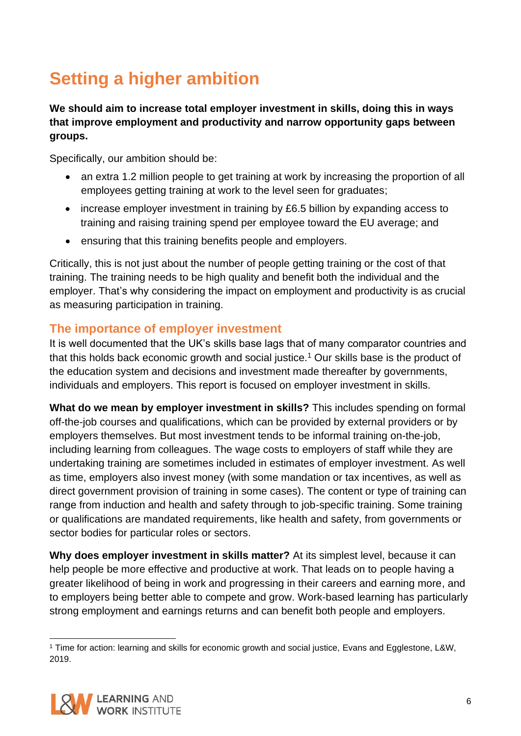# Setting a higher ambition

**We should aim to increase total employer investment in skills, doing this in ways that improve employment and productivity and narrow opportunity gaps between groups.**

Specifically, our ambition should be:

- an extra 1.2 million people to get training at work by increasing the proportion of all employees getting training at work to the level seen for graduates;
- increase employer investment in training by £6.5 billion by expanding access to training and raising training spend per employee toward the EU average; and
- ensuring that this training benefits people and employers.

Critically, this is not just about the number of people getting training or the cost of that training. The training needs to be high quality and benefit both the individual and the employer. That's why considering the impact on employment and productivity is as crucial as measuring participation in training.

## The importance of employer investment

It is well documented that the UK's skills base lags that of many comparator countries and that this holds back economic growth and social justice.[1] Our skills base is the product of the education system and decisions and investment made thereafter by governments, individuals and employers. This report is focused on employer investment in skills.

**What do we mean by employer investment in skills?** This includes spending on formal off-the-job courses and qualifications, which can be provided by external providers or by employers themselves. But most investment tends to be informal training on-the-job, including learning from colleagues. The wage costs to employers of staff while they are undertaking training are sometimes included in estimates of employer investment. As well as time, employers also invest money (with some mandation or tax incentives, as well as direct government provision of training in some cases). The content or type of training can range from induction and health and safety through to job-specific training. Some training or qualifications are mandated requirements, like health and safety, from governments or sector bodies for particular roles or sectors.

**Why does employer investment in skills matter?** At its simplest level, because it can help people be more effective and productive at work. That leads on to people having a greater likelihood of being in work and progressing in their careers and earning more, and to employers being better able to compete and grow. Work-based learning has particularly strong employment and earnings returns and can benefit both people and employers.

[1] Time for action: learning and skills for economic growth and social justice, Evans and Egglestone, L&W, 2019.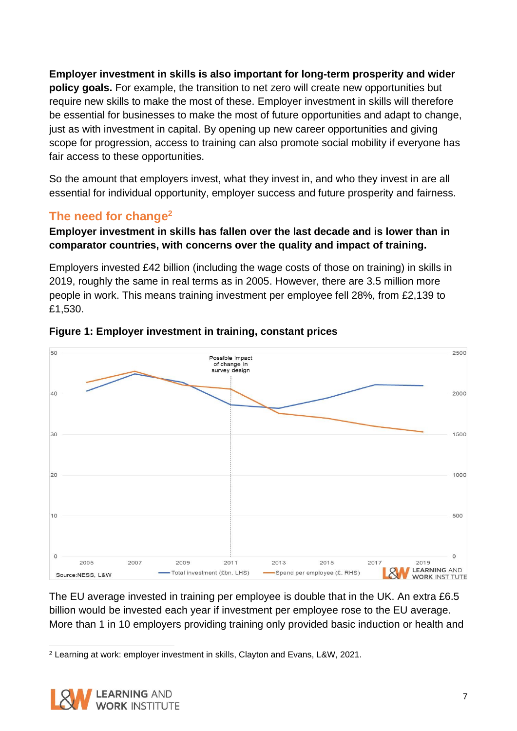**Employer investment in skills is also important for long-term prosperity and wider policy goals.** For example, the transition to net zero will create new opportunities but require new skills to make the most of these. Employer investment in skills will therefore be essential for businesses to make the most of future opportunities and adapt to change, just as with investment in capital. By opening up new career opportunities and giving scope for progression, access to training can also promote social mobility if everyone has fair access to these opportunities.

So the amount that employers invest, what they invest in, and who they invest in are all essential for individual opportunity, employer success and future prosperity and fairness.

## The need for change[2]

**Employer investment in skills has fallen over the last decade and is lower than in comparator countries, with concerns over the quality and impact of training.**

Employers invested £42 billion (including the wage costs of those on training) in skills in 2019, roughly the same in real terms as in 2005. However, there are 3.5 million more people in work. This means training investment per employee fell 28%, from £2,139 to £1,530.

**Figure 1: Employer investment in training, constant prices**

The EU average invested in training per employee is double that in the UK. An extra £6.5 billion would be invested each year if investment per employee rose to the EU average. More than 1 in 10 employers providing training only provided basic induction or health and

[2] Learning at work: employer investment in skills, Clayton and Evans, L&W, 2021.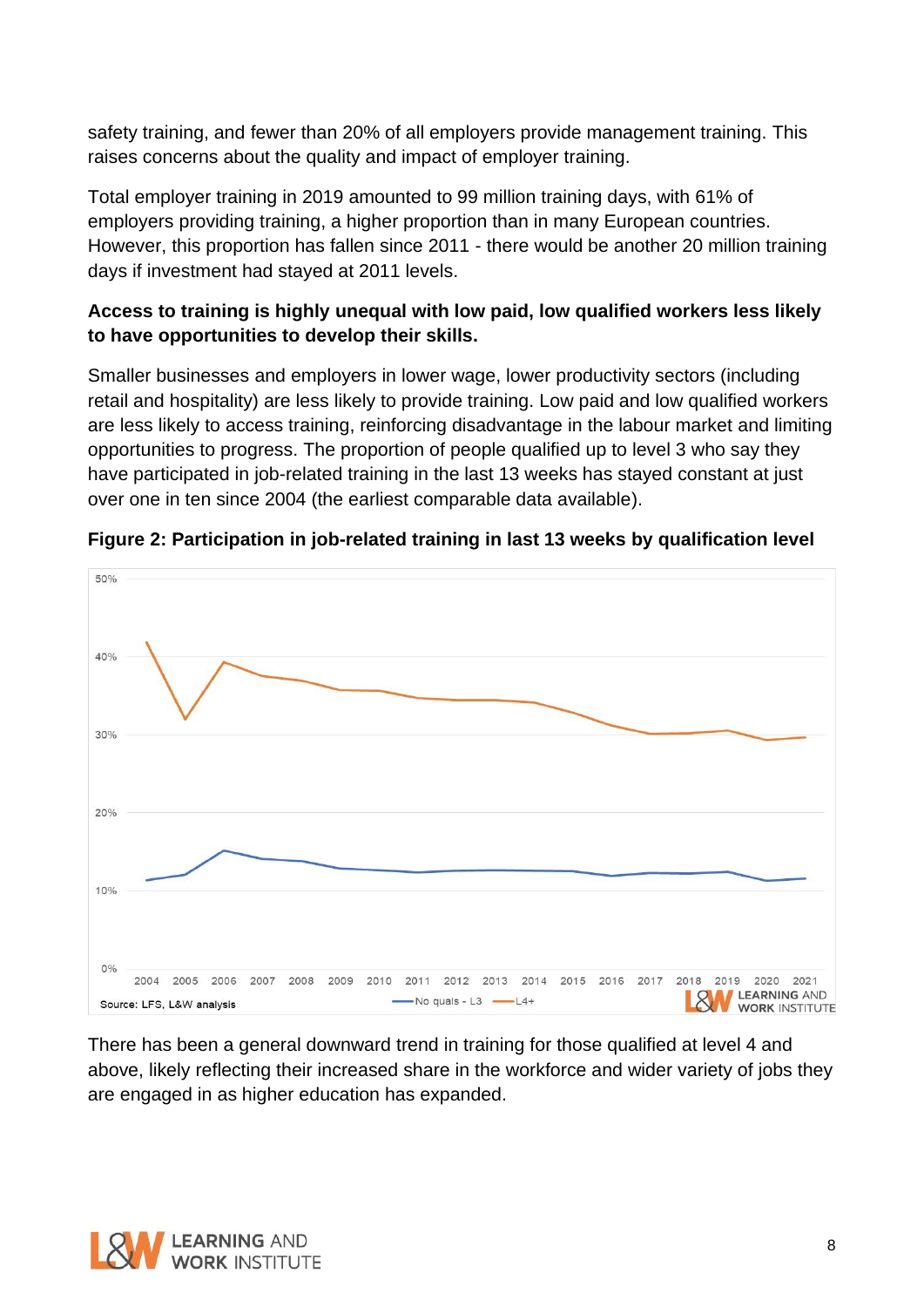safety training, and fewer than 20% of all employers provide management training. This raises concerns about the quality and impact of employer training.

Total employer training in 2019 amounted to 99 million training days, with 61% of employers providing training, a higher proportion than in many European countries. However, this proportion has fallen since 2011 - there would be another 20 million training days if investment had stayed at 2011 levels.

**Access to training is highly unequal with low paid, low qualified workers less likely to have opportunities to develop their skills.**

Smaller businesses and employers in lower wage, lower productivity sectors (including retail and hospitality) are less likely to provide training. Low paid and low qualified workers are less likely to access training, reinforcing disadvantage in the labour market and limiting opportunities to progress. The proportion of people qualified up to level 3 who say they have participated in job-related training in the last 13 weeks has stayed constant at just over one in ten since 2004 (the earliest comparable data available).

**Figure 2: Participation in job-related training in last 13 weeks by qualification level**

Source: LFS, L&W analysis

There has been a general downward trend in training for those qualified at level 4 and above, likely reflecting their increased share in the workforce and wider variety of jobs they are engaged in as higher education has expanded.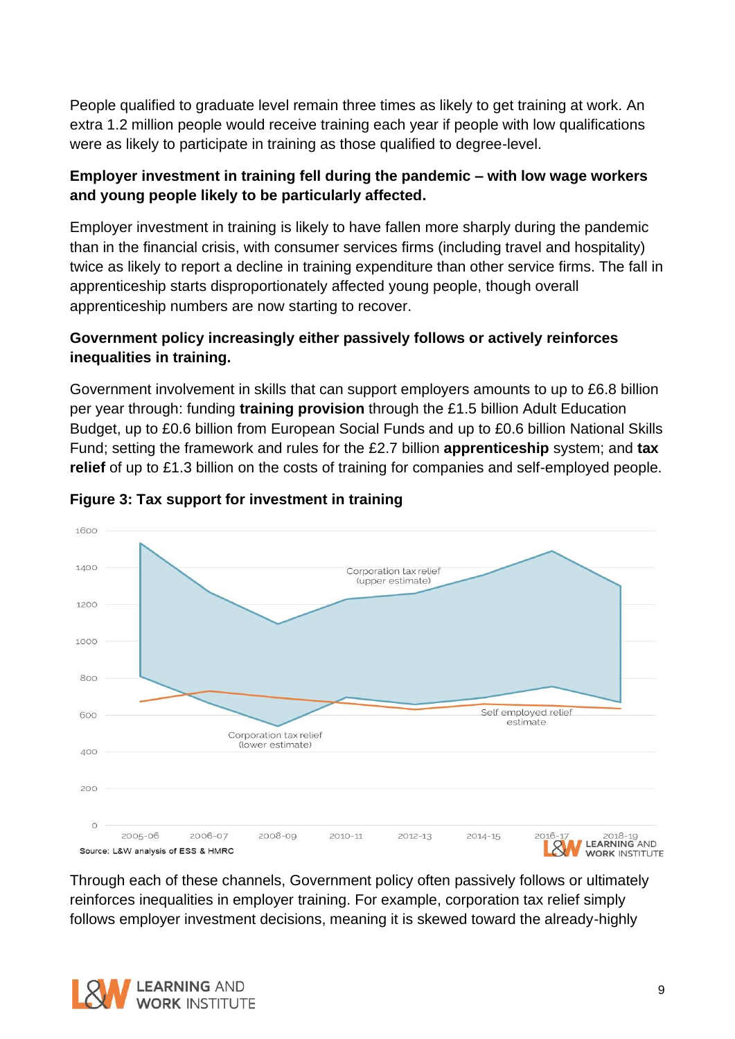People qualified to graduate level remain three times as likely to get training at work. An extra 1.2 million people would receive training each year if people with low qualifications were as likely to participate in training as those qualified to degree-level.

**Employer investment in training fell during the pandemic – with low wage workers and young people likely to be particularly affected.**

Employer investment in training is likely to have fallen more sharply during the pandemic than in the financial crisis, with consumer services firms (including travel and hospitality) twice as likely to report a decline in training expenditure than other service firms. The fall in apprenticeship starts disproportionately affected young people, though overall apprenticeship numbers are now starting to recover.

**Government policy increasingly either passively follows or actively reinforces inequalities in training.**

Government involvement in skills that can support employers amounts to up to £6.8 billion per year through: funding **training provision** through the £1.5 billion Adult Education Budget, up to £0.6 billion from European Social Funds and up to £0.6 billion National Skills Fund; setting the framework and rules for the £2.7 billion **apprenticeship** system; and **tax relief** of up to £1.3 billion on the costs of training for companies and self-employed people.

**Figure 3: Tax support for investment in training**

Source: L&W analysis of ESS & HMRC

Through each of these channels, Government policy often passively follows or ultimately reinforces inequalities in employer training. For example, corporation tax relief simply follows employer investment decisions, meaning it is skewed toward the already-highly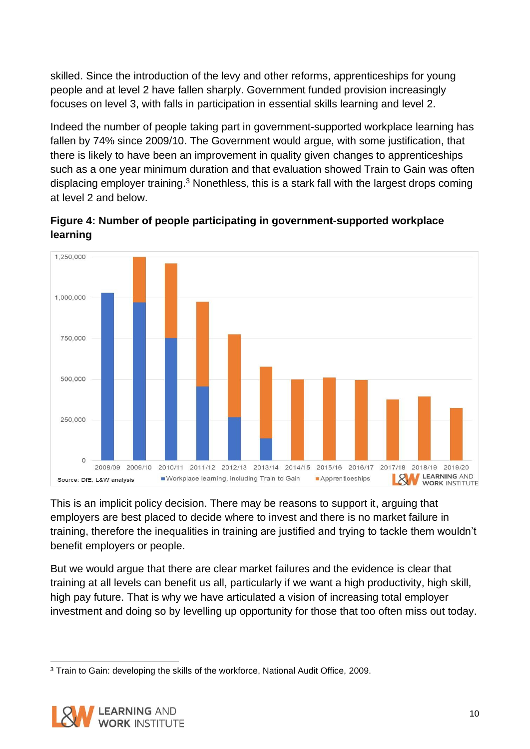skilled. Since the introduction of the levy and other reforms, apprenticeships for young people and at level 2 have fallen sharply. Government funded provision increasingly focuses on level 3, with falls in participation in essential skills learning and level 2.

Indeed the number of people taking part in government-supported workplace learning has fallen by 74% since 2009/10. The Government would argue, with some justification, that there is likely to have been an improvement in quality given changes to apprenticeships such as a one year minimum duration and that evaluation showed Train to Gain was often displacing employer training.[3] Nonethless, this is a stark fall with the largest drops coming at level 2 and below.

**Figure 4: Number of people participating in government-supported workplace learning**

Source: DfE, L&W analysis

This is an implicit policy decision. There may be reasons to support it, arguing that employers are best placed to decide where to invest and there is no market failure in training, therefore the inequalities in training are justified and trying to tackle them wouldn't benefit employers or people.

But we would argue that there are clear market failures and the evidence is clear that training at all levels can benefit us all, particularly if we want a high productivity, high skill, high pay future. That is why we have articulated a vision of increasing total employer investment and doing so by levelling up opportunity for those that too often miss out today.

[3] Train to Gain: developing the skills of the workforce, National Audit Office, 2009.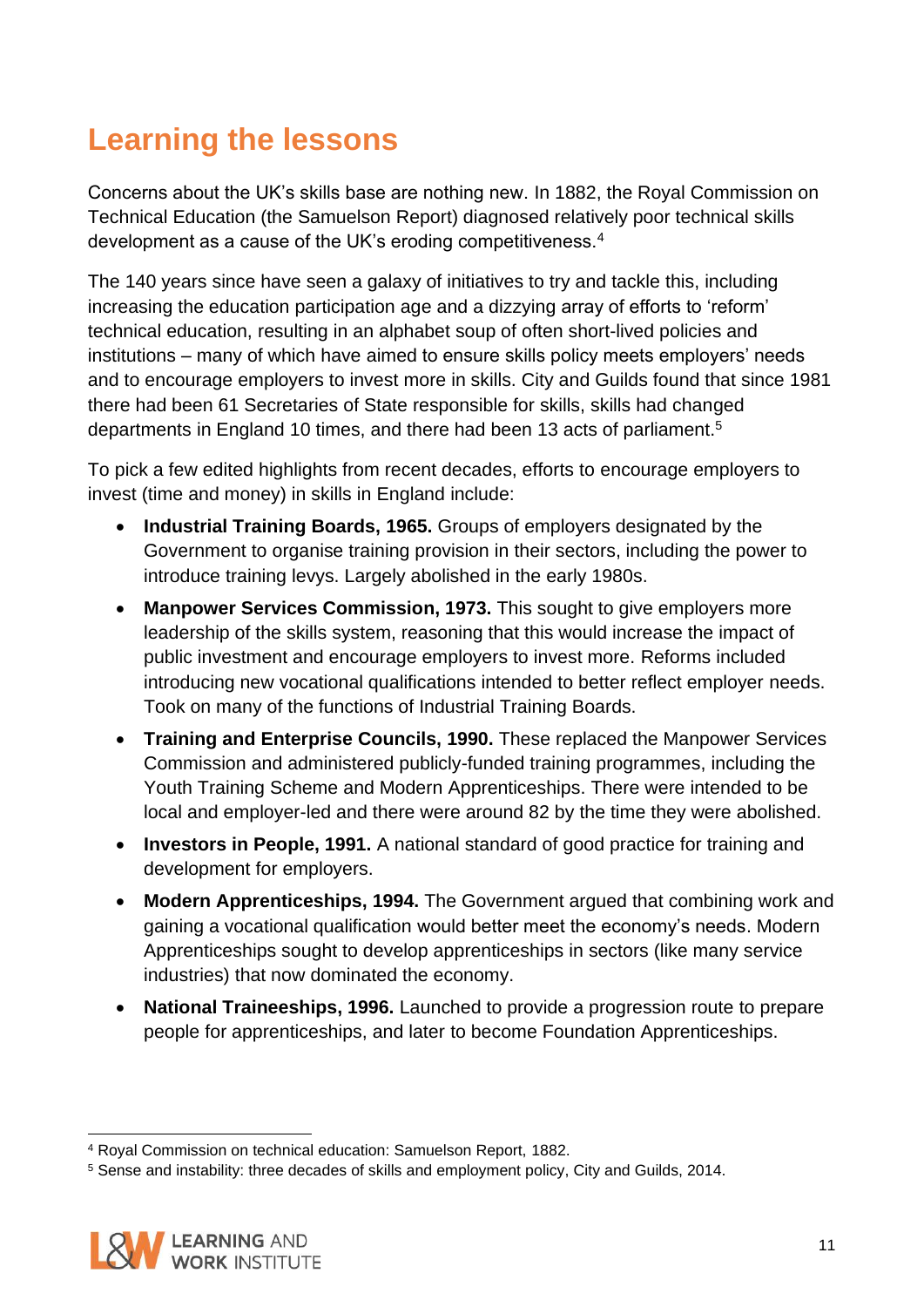# Learning the lessons

Concerns about the UK's skills base are nothing new. In 1882, the Royal Commission on Technical Education (the Samuelson Report) diagnosed relatively poor technical skills development as a cause of the UK's eroding competitiveness.[4]

The 140 years since have seen a galaxy of initiatives to try and tackle this, including increasing the education participation age and a dizzying array of efforts to 'reform' technical education, resulting in an alphabet soup of often short-lived policies and institutions – many of which have aimed to ensure skills policy meets employers' needs and to encourage employers to invest more in skills. City and Guilds found that since 1981 there had been 61 Secretaries of State responsible for skills, skills had changed departments in England 10 times, and there had been 13 acts of parliament.[5]

To pick a few edited highlights from recent decades, efforts to encourage employers to invest (time and money) in skills in England include:

- **Industrial Training Boards, 1965.** Groups of employers designated by the Government to organise training provision in their sectors, including the power to introduce training levys. Largely abolished in the early 1980s.
- **Manpower Services Commission, 1973.** This sought to give employers more leadership of the skills system, reasoning that this would increase the impact of public investment and encourage employers to invest more. Reforms included introducing new vocational qualifications intended to better reflect employer needs. Took on many of the functions of Industrial Training Boards.
- **Training and Enterprise Councils, 1990.** These replaced the Manpower Services Commission and administered publicly-funded training programmes, including the Youth Training Scheme and Modern Apprenticeships. There were intended to be local and employer-led and there were around 82 by the time they were abolished.
- **Investors in People, 1991.** A national standard of good practice for training and development for employers.
- **Modern Apprenticeships, 1994.** The Government argued that combining work and gaining a vocational qualification would better meet the economy's needs. Modern Apprenticeships sought to develop apprenticeships in sectors (like many service industries) that now dominated the economy.
- **National Traineeships, 1996.** Launched to provide a progression route to prepare people for apprenticeships, and later to become Foundation Apprenticeships.

---

[4] Royal Commission on technical education: Samuelson Report, 1882.

[5] Sense and instability: three decades of skills and employment policy, City and Guilds, 2014.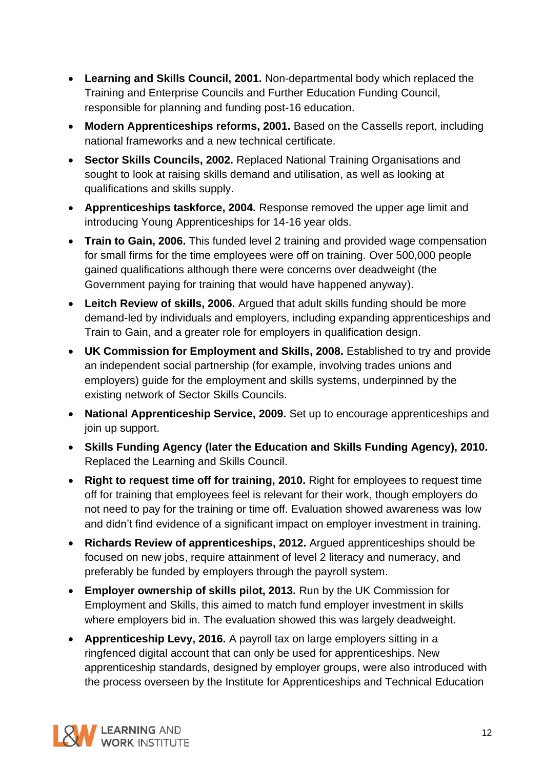- **Learning and Skills Council, 2001.** Non-departmental body which replaced the Training and Enterprise Councils and Further Education Funding Council, responsible for planning and funding post-16 education.
- **Modern Apprenticeships reforms, 2001.** Based on the Cassells report, including national frameworks and a new technical certificate.
- **Sector Skills Councils, 2002.** Replaced National Training Organisations and sought to look at raising skills demand and utilisation, as well as looking at qualifications and skills supply.
- **Apprenticeships taskforce, 2004.** Response removed the upper age limit and introducing Young Apprenticeships for 14-16 year olds.
- **Train to Gain, 2006.** This funded level 2 training and provided wage compensation for small firms for the time employees were off on training. Over 500,000 people gained qualifications although there were concerns over deadweight (the Government paying for training that would have happened anyway).
- **Leitch Review of skills, 2006.** Argued that adult skills funding should be more demand-led by individuals and employers, including expanding apprenticeships and Train to Gain, and a greater role for employers in qualification design.
- **UK Commission for Employment and Skills, 2008.** Established to try and provide an independent social partnership (for example, involving trades unions and employers) guide for the employment and skills systems, underpinned by the existing network of Sector Skills Councils.
- **National Apprenticeship Service, 2009.** Set up to encourage apprenticeships and join up support.
- **Skills Funding Agency (later the Education and Skills Funding Agency), 2010.** Replaced the Learning and Skills Council.
- **Right to request time off for training, 2010.** Right for employees to request time off for training that employees feel is relevant for their work, though employers do not need to pay for the training or time off. Evaluation showed awareness was low and didn't find evidence of a significant impact on employer investment in training.
- **Richards Review of apprenticeships, 2012.** Argued apprenticeships should be focused on new jobs, require attainment of level 2 literacy and numeracy, and preferably be funded by employers through the payroll system.
- **Employer ownership of skills pilot, 2013.** Run by the UK Commission for Employment and Skills, this aimed to match fund employer investment in skills where employers bid in. The evaluation showed this was largely deadweight.
- **Apprenticeship Levy, 2016.** A payroll tax on large employers sitting in a ringfenced digital account that can only be used for apprenticeships. New apprenticeship standards, designed by employer groups, were also introduced with the process overseen by the Institute for Apprenticeships and Technical Education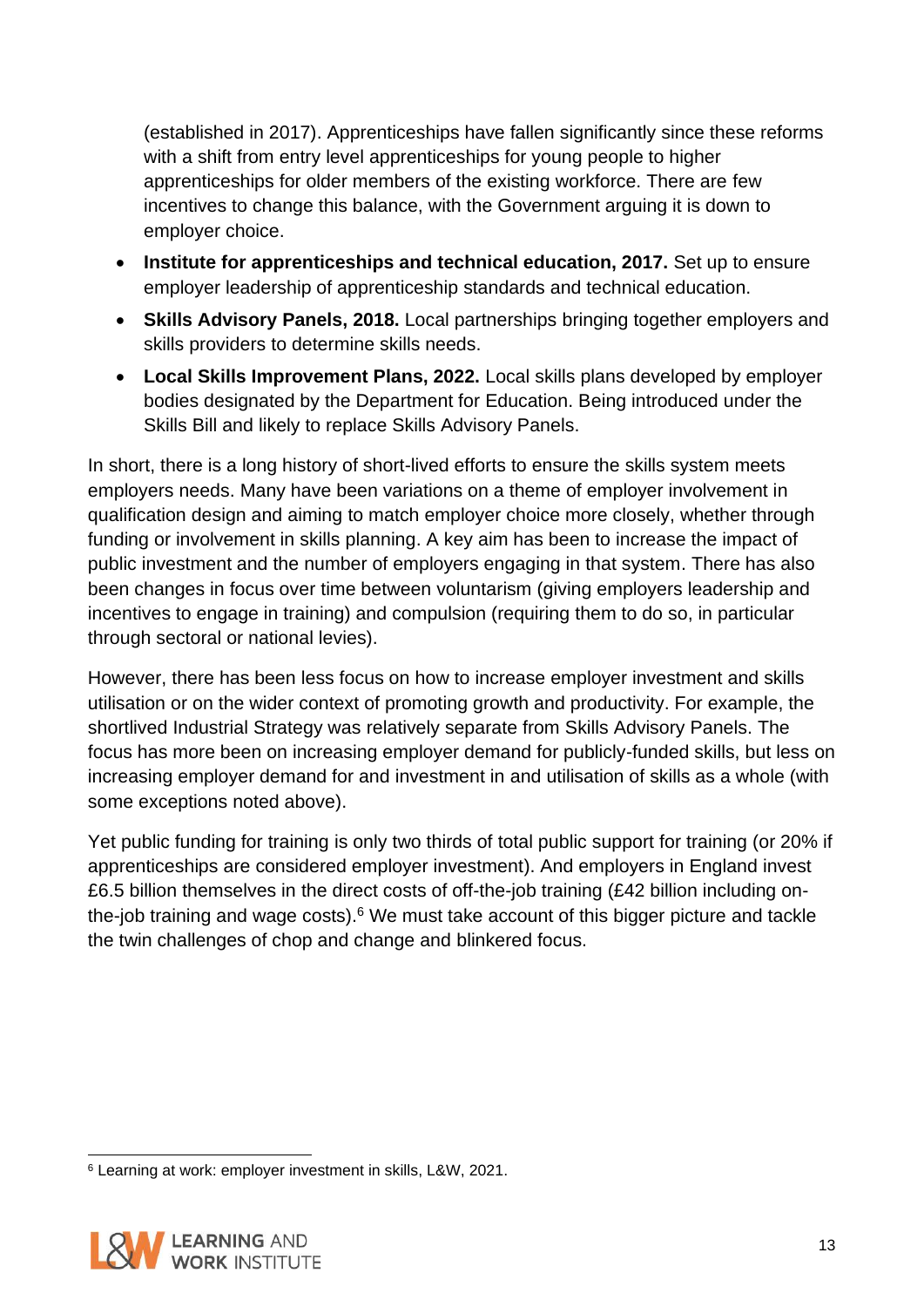(established in 2017). Apprenticeships have fallen significantly since these reforms with a shift from entry level apprenticeships for young people to higher apprenticeships for older members of the existing workforce. There are few incentives to change this balance, with the Government arguing it is down to employer choice.

- **Institute for apprenticeships and technical education, 2017.** Set up to ensure employer leadership of apprenticeship standards and technical education.
- **Skills Advisory Panels, 2018.** Local partnerships bringing together employers and skills providers to determine skills needs.
- **Local Skills Improvement Plans, 2022.** Local skills plans developed by employer bodies designated by the Department for Education. Being introduced under the Skills Bill and likely to replace Skills Advisory Panels.

In short, there is a long history of short-lived efforts to ensure the skills system meets employers needs. Many have been variations on a theme of employer involvement in qualification design and aiming to match employer choice more closely, whether through funding or involvement in skills planning. A key aim has been to increase the impact of public investment and the number of employers engaging in that system. There has also been changes in focus over time between voluntarism (giving employers leadership and incentives to engage in training) and compulsion (requiring them to do so, in particular through sectoral or national levies).

However, there has been less focus on how to increase employer investment and skills utilisation or on the wider context of promoting growth and productivity. For example, the shortlived Industrial Strategy was relatively separate from Skills Advisory Panels. The focus has more been on increasing employer demand for publicly-funded skills, but less on increasing employer demand for and investment in and utilisation of skills as a whole (with some exceptions noted above).

Yet public funding for training is only two thirds of total public support for training (or 20% if apprenticeships are considered employer investment). And employers in England invest £6.5 billion themselves in the direct costs of off-the-job training (£42 billion including on-the-job training and wage costs).[6] We must take account of this bigger picture and tackle the twin challenges of chop and change and blinkered focus.

[6] Learning at work: employer investment in skills, L&W, 2021.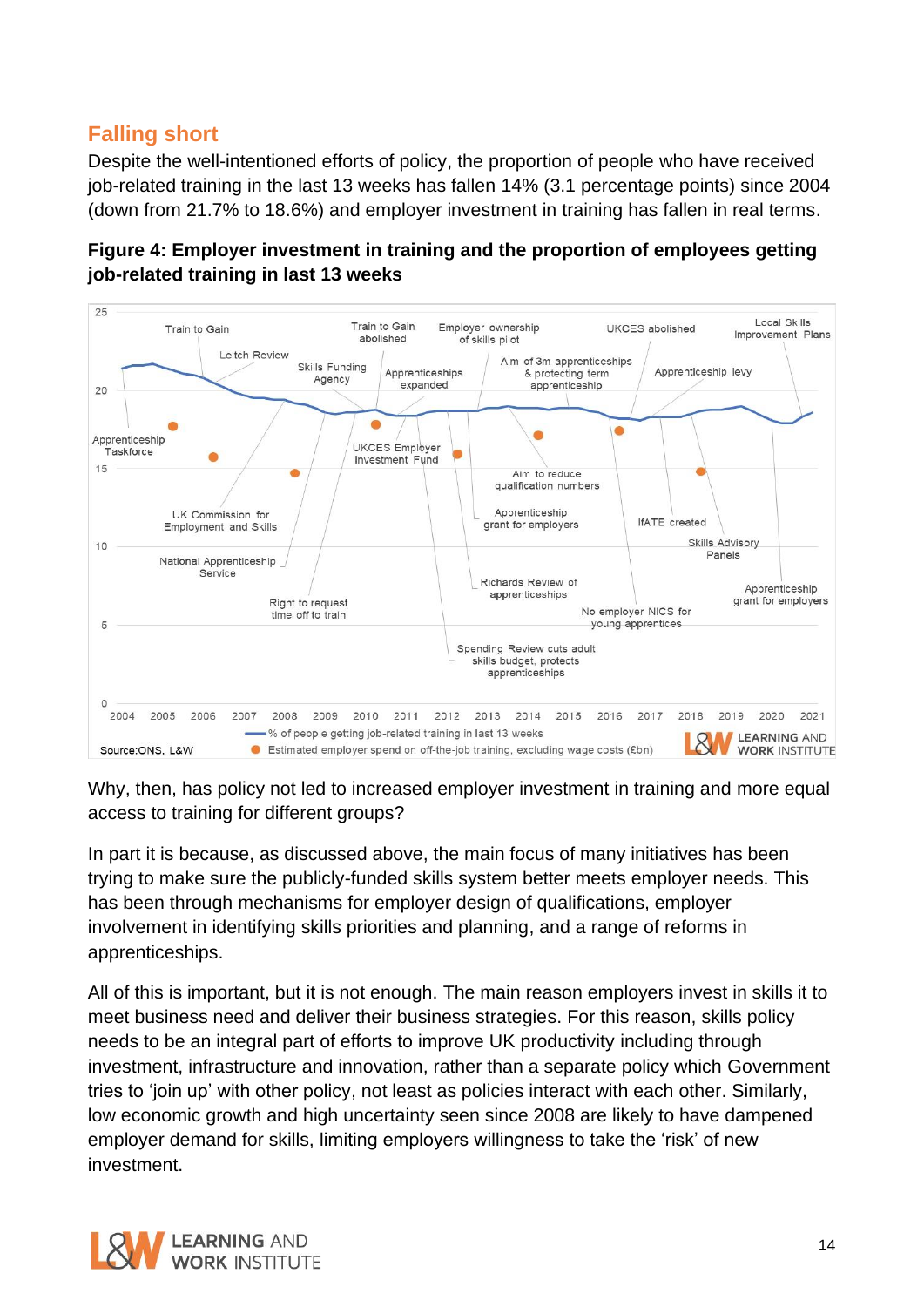## Falling short

Despite the well-intentioned efforts of policy, the proportion of people who have received job-related training in the last 13 weeks has fallen 14% (3.1 percentage points) since 2004 (down from 21.7% to 18.6%) and employer investment in training has fallen in real terms.

**Figure 4: Employer investment in training and the proportion of employees getting job-related training in last 13 weeks**

Source:ONS, L&W

Why, then, has policy not led to increased employer investment in training and more equal access to training for different groups?

In part it is because, as discussed above, the main focus of many initiatives has been trying to make sure the publicly-funded skills system better meets employer needs. This has been through mechanisms for employer design of qualifications, employer involvement in identifying skills priorities and planning, and a range of reforms in apprenticeships.

All of this is important, but it is not enough. The main reason employers invest in skills it to meet business need and deliver their business strategies. For this reason, skills policy needs to be an integral part of efforts to improve UK productivity including through investment, infrastructure and innovation, rather than a separate policy which Government tries to 'join up' with other policy, not least as policies interact with each other. Similarly, low economic growth and high uncertainty seen since 2008 are likely to have dampened employer demand for skills, limiting employers willingness to take the 'risk' of new investment.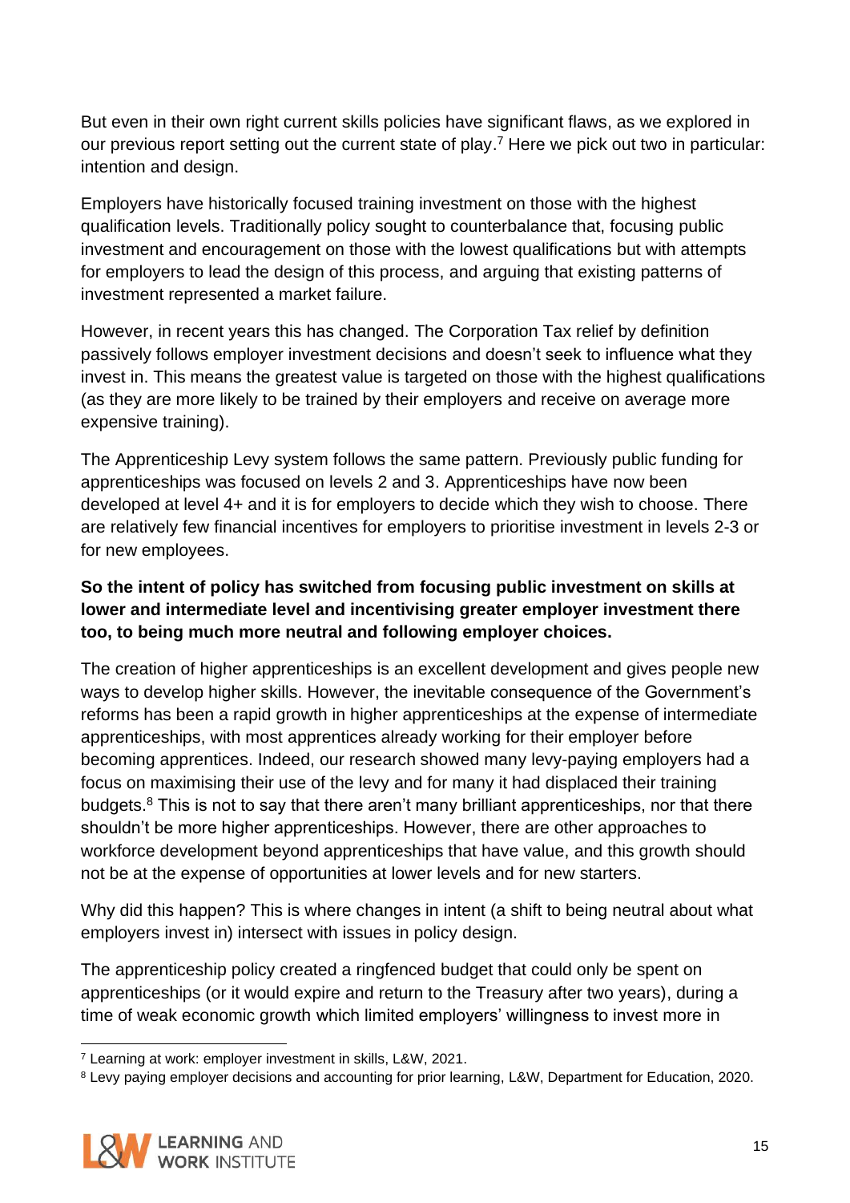But even in their own right current skills policies have significant flaws, as we explored in our previous report setting out the current state of play.[7] Here we pick out two in particular: intention and design.

Employers have historically focused training investment on those with the highest qualification levels. Traditionally policy sought to counterbalance that, focusing public investment and encouragement on those with the lowest qualifications but with attempts for employers to lead the design of this process, and arguing that existing patterns of investment represented a market failure.

However, in recent years this has changed. The Corporation Tax relief by definition passively follows employer investment decisions and doesn't seek to influence what they invest in. This means the greatest value is targeted on those with the highest qualifications (as they are more likely to be trained by their employers and receive on average more expensive training).

The Apprenticeship Levy system follows the same pattern. Previously public funding for apprenticeships was focused on levels 2 and 3. Apprenticeships have now been developed at level 4+ and it is for employers to decide which they wish to choose. There are relatively few financial incentives for employers to prioritise investment in levels 2-3 or for new employees.

**So the intent of policy has switched from focusing public investment on skills at lower and intermediate level and incentivising greater employer investment there too, to being much more neutral and following employer choices.**

The creation of higher apprenticeships is an excellent development and gives people new ways to develop higher skills. However, the inevitable consequence of the Government's reforms has been a rapid growth in higher apprenticeships at the expense of intermediate apprenticeships, with most apprentices already working for their employer before becoming apprentices. Indeed, our research showed many levy-paying employers had a focus on maximising their use of the levy and for many it had displaced their training budgets.[8] This is not to say that there aren't many brilliant apprenticeships, nor that there shouldn't be more higher apprenticeships. However, there are other approaches to workforce development beyond apprenticeships that have value, and this growth should not be at the expense of opportunities at lower levels and for new starters.

Why did this happen? This is where changes in intent (a shift to being neutral about what employers invest in) intersect with issues in policy design.

The apprenticeship policy created a ringfenced budget that could only be spent on apprenticeships (or it would expire and return to the Treasury after two years), during a time of weak economic growth which limited employers' willingness to invest more in

[7] Learning at work: employer investment in skills, L&W, 2021.

[8] Levy paying employer decisions and accounting for prior learning, L&W, Department for Education, 2020.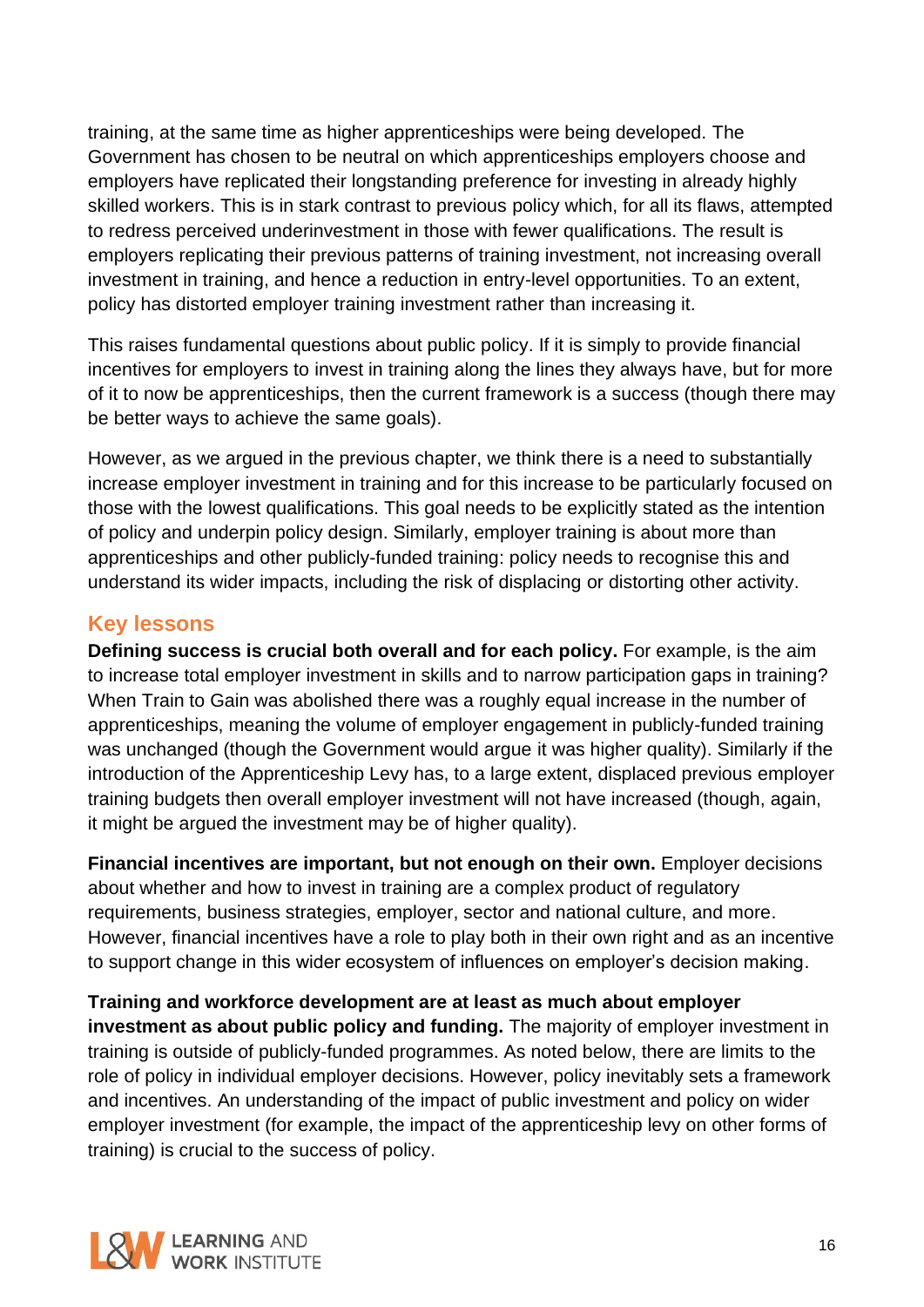training, at the same time as higher apprenticeships were being developed. The Government has chosen to be neutral on which apprenticeships employers choose and employers have replicated their longstanding preference for investing in already highly skilled workers. This is in stark contrast to previous policy which, for all its flaws, attempted to redress perceived underinvestment in those with fewer qualifications. The result is employers replicating their previous patterns of training investment, not increasing overall investment in training, and hence a reduction in entry-level opportunities. To an extent, policy has distorted employer training investment rather than increasing it.

This raises fundamental questions about public policy. If it is simply to provide financial incentives for employers to invest in training along the lines they always have, but for more of it to now be apprenticeships, then the current framework is a success (though there may be better ways to achieve the same goals).

However, as we argued in the previous chapter, we think there is a need to substantially increase employer investment in training and for this increase to be particularly focused on those with the lowest qualifications. This goal needs to be explicitly stated as the intention of policy and underpin policy design. Similarly, employer training is about more than apprenticeships and other publicly-funded training: policy needs to recognise this and understand its wider impacts, including the risk of displacing or distorting other activity.

## Key lessons

**Defining success is crucial both overall and for each policy.** For example, is the aim to increase total employer investment in skills and to narrow participation gaps in training? When Train to Gain was abolished there was a roughly equal increase in the number of apprenticeships, meaning the volume of employer engagement in publicly-funded training was unchanged (though the Government would argue it was higher quality). Similarly if the introduction of the Apprenticeship Levy has, to a large extent, displaced previous employer training budgets then overall employer investment will not have increased (though, again, it might be argued the investment may be of higher quality).

**Financial incentives are important, but not enough on their own.** Employer decisions about whether and how to invest in training are a complex product of regulatory requirements, business strategies, employer, sector and national culture, and more. However, financial incentives have a role to play both in their own right and as an incentive to support change in this wider ecosystem of influences on employer's decision making.

**Training and workforce development are at least as much about employer investment as about public policy and funding.** The majority of employer investment in training is outside of publicly-funded programmes. As noted below, there are limits to the role of policy in individual employer decisions. However, policy inevitably sets a framework and incentives. An understanding of the impact of public investment and policy on wider employer investment (for example, the impact of the apprenticeship levy on other forms of training) is crucial to the success of policy.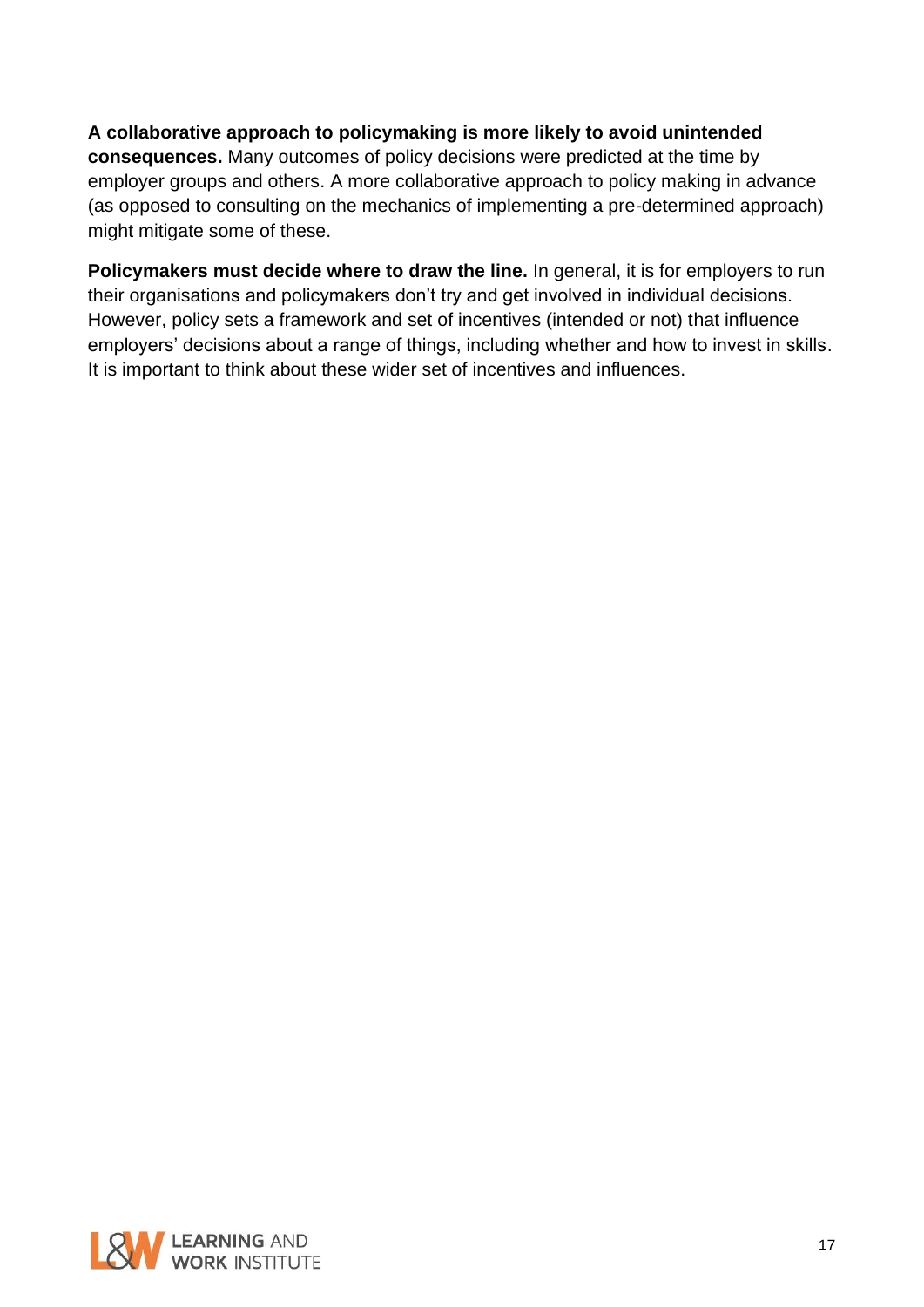**A collaborative approach to policymaking is more likely to avoid unintended consequences.** Many outcomes of policy decisions were predicted at the time by employer groups and others. A more collaborative approach to policy making in advance (as opposed to consulting on the mechanics of implementing a pre-determined approach) might mitigate some of these.

**Policymakers must decide where to draw the line.** In general, it is for employers to run their organisations and policymakers don't try and get involved in individual decisions. However, policy sets a framework and set of incentives (intended or not) that influence employers' decisions about a range of things, including whether and how to invest in skills. It is important to think about these wider set of incentives and influences.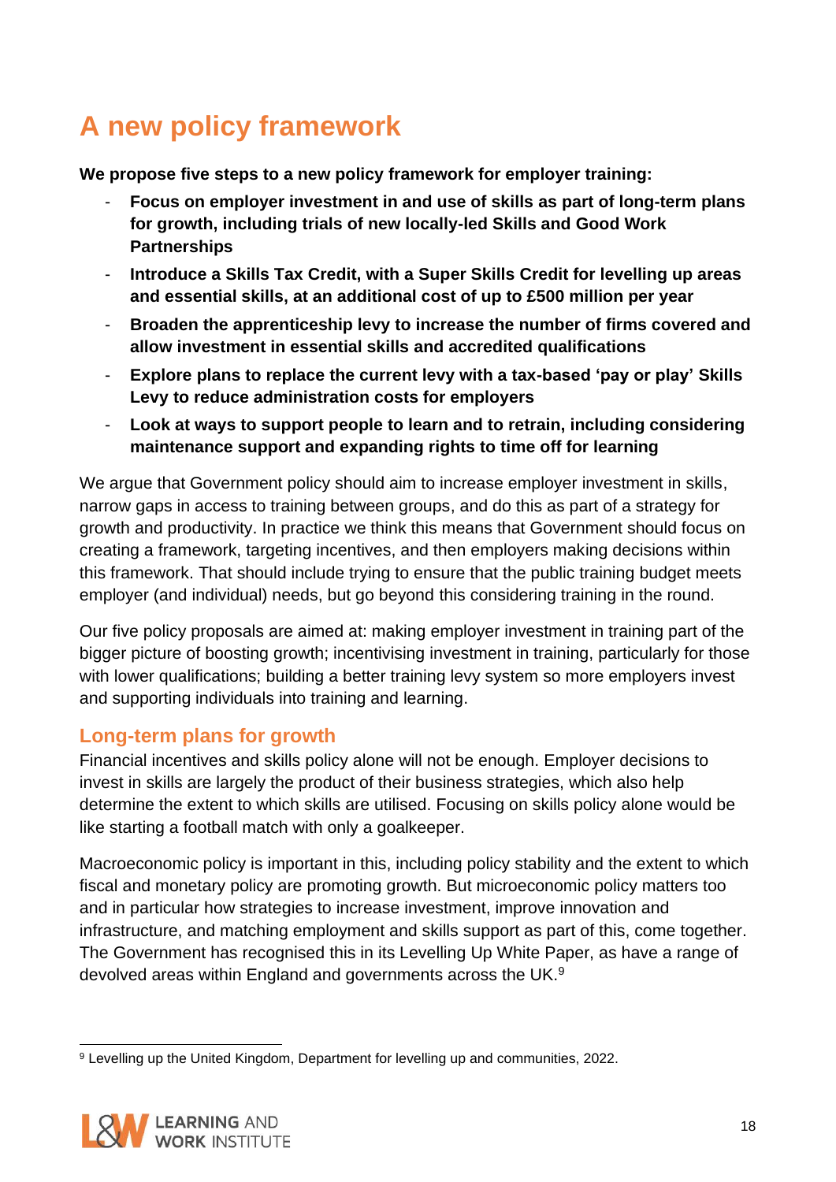# A new policy framework

**We propose five steps to a new policy framework for employer training:**

- **Focus on employer investment in and use of skills as part of long-term plans for growth, including trials of new locally-led Skills and Good Work Partnerships**
- **Introduce a Skills Tax Credit, with a Super Skills Credit for levelling up areas and essential skills, at an additional cost of up to £500 million per year**
- **Broaden the apprenticeship levy to increase the number of firms covered and allow investment in essential skills and accredited qualifications**
- **Explore plans to replace the current levy with a tax-based 'pay or play' Skills Levy to reduce administration costs for employers**
- **Look at ways to support people to learn and to retrain, including considering maintenance support and expanding rights to time off for learning**

We argue that Government policy should aim to increase employer investment in skills, narrow gaps in access to training between groups, and do this as part of a strategy for growth and productivity. In practice we think this means that Government should focus on creating a framework, targeting incentives, and then employers making decisions within this framework. That should include trying to ensure that the public training budget meets employer (and individual) needs, but go beyond this considering training in the round.

Our five policy proposals are aimed at: making employer investment in training part of the bigger picture of boosting growth; incentivising investment in training, particularly for those with lower qualifications; building a better training levy system so more employers invest and supporting individuals into training and learning.

## Long-term plans for growth

Financial incentives and skills policy alone will not be enough. Employer decisions to invest in skills are largely the product of their business strategies, which also help determine the extent to which skills are utilised. Focusing on skills policy alone would be like starting a football match with only a goalkeeper.

Macroeconomic policy is important in this, including policy stability and the extent to which fiscal and monetary policy are promoting growth. But microeconomic policy matters too and in particular how strategies to increase investment, improve innovation and infrastructure, and matching employment and skills support as part of this, come together. The Government has recognised this in its Levelling Up White Paper, as have a range of devolved areas within England and governments across the UK.[9]

[9] Levelling up the United Kingdom, Department for levelling up and communities, 2022.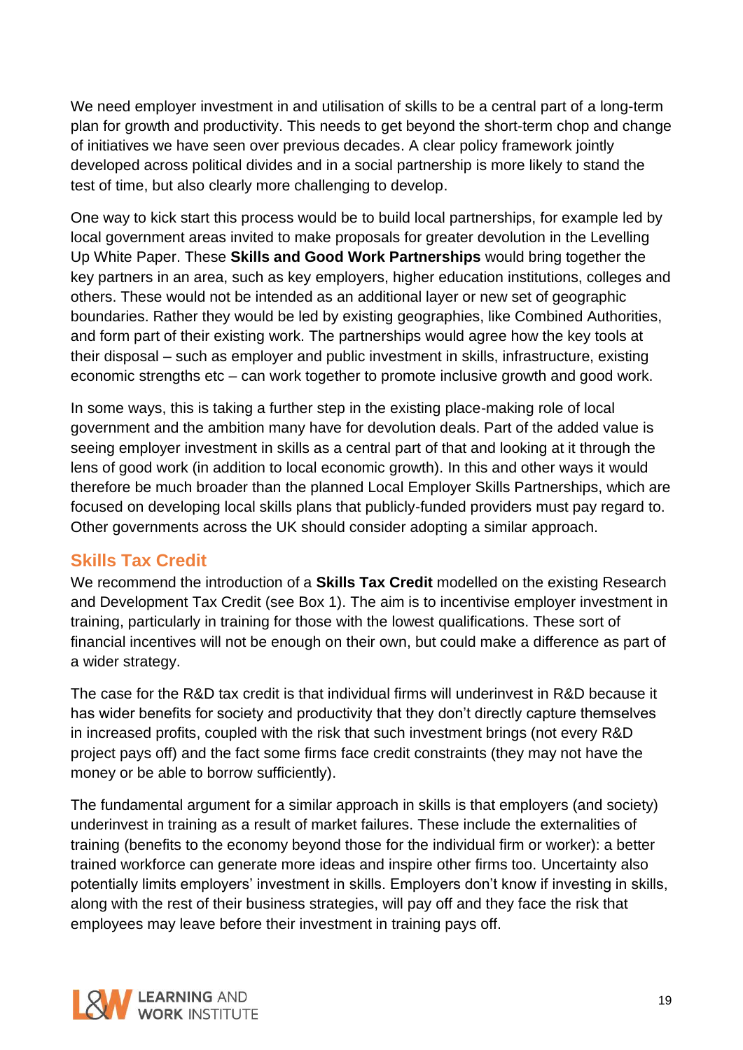We need employer investment in and utilisation of skills to be a central part of a long-term plan for growth and productivity. This needs to get beyond the short-term chop and change of initiatives we have seen over previous decades. A clear policy framework jointly developed across political divides and in a social partnership is more likely to stand the test of time, but also clearly more challenging to develop.

One way to kick start this process would be to build local partnerships, for example led by local government areas invited to make proposals for greater devolution in the Levelling Up White Paper. These **Skills and Good Work Partnerships** would bring together the key partners in an area, such as key employers, higher education institutions, colleges and others. These would not be intended as an additional layer or new set of geographic boundaries. Rather they would be led by existing geographies, like Combined Authorities, and form part of their existing work. The partnerships would agree how the key tools at their disposal – such as employer and public investment in skills, infrastructure, existing economic strengths etc – can work together to promote inclusive growth and good work.

In some ways, this is taking a further step in the existing place-making role of local government and the ambition many have for devolution deals. Part of the added value is seeing employer investment in skills as a central part of that and looking at it through the lens of good work (in addition to local economic growth). In this and other ways it would therefore be much broader than the planned Local Employer Skills Partnerships, which are focused on developing local skills plans that publicly-funded providers must pay regard to. Other governments across the UK should consider adopting a similar approach.

## Skills Tax Credit

We recommend the introduction of a **Skills Tax Credit** modelled on the existing Research and Development Tax Credit (see Box 1). The aim is to incentivise employer investment in training, particularly in training for those with the lowest qualifications. These sort of financial incentives will not be enough on their own, but could make a difference as part of a wider strategy.

The case for the R&D tax credit is that individual firms will underinvest in R&D because it has wider benefits for society and productivity that they don't directly capture themselves in increased profits, coupled with the risk that such investment brings (not every R&D project pays off) and the fact some firms face credit constraints (they may not have the money or be able to borrow sufficiently).

The fundamental argument for a similar approach in skills is that employers (and society) underinvest in training as a result of market failures. These include the externalities of training (benefits to the economy beyond those for the individual firm or worker): a better trained workforce can generate more ideas and inspire other firms too. Uncertainty also potentially limits employers' investment in skills. Employers don't know if investing in skills, along with the rest of their business strategies, will pay off and they face the risk that employees may leave before their investment in training pays off.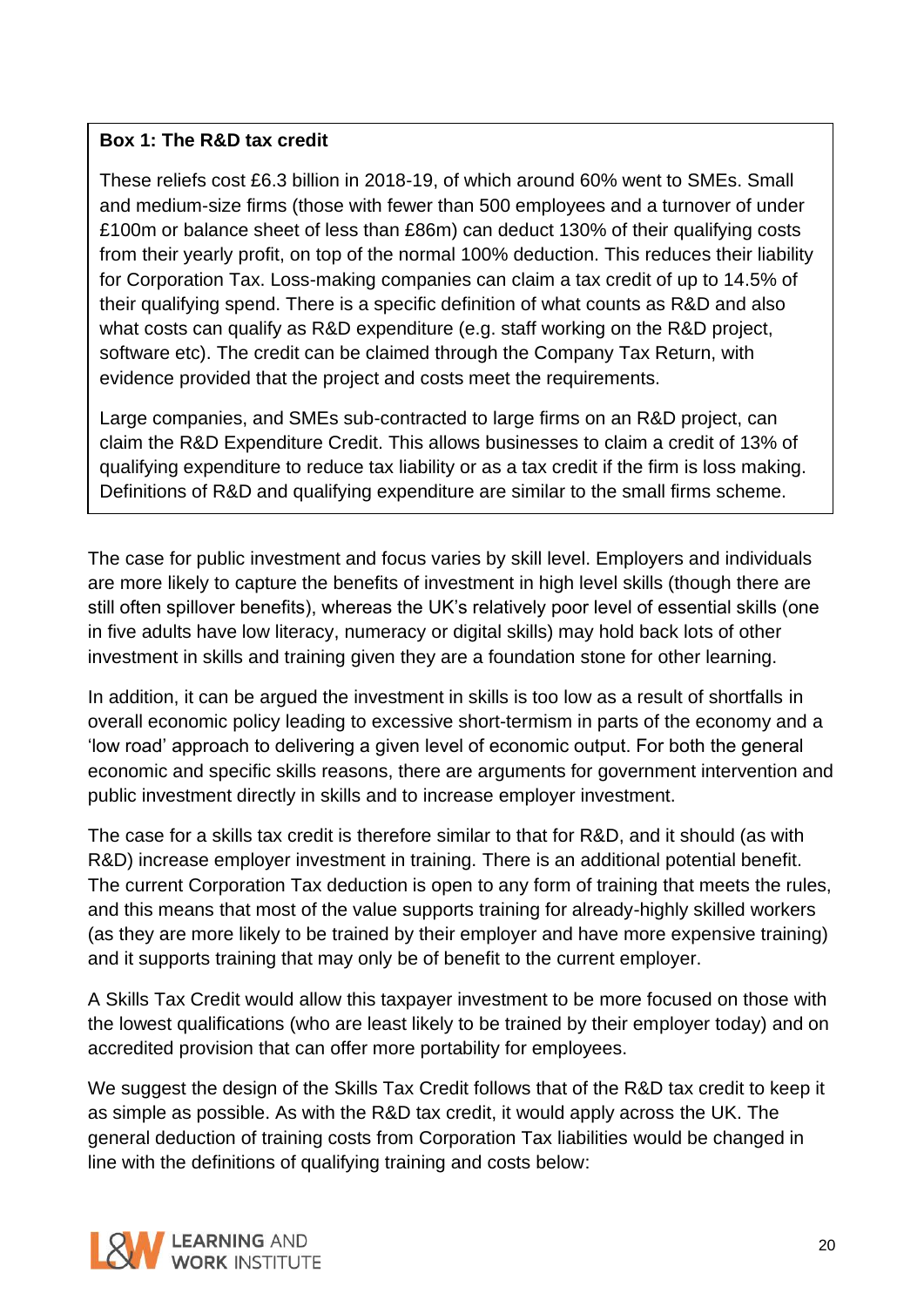**Box 1: The R&D tax credit**

These reliefs cost £6.3 billion in 2018-19, of which around 60% went to SMEs. Small and medium-size firms (those with fewer than 500 employees and a turnover of under £100m or balance sheet of less than £86m) can deduct 130% of their qualifying costs from their yearly profit, on top of the normal 100% deduction. This reduces their liability for Corporation Tax. Loss-making companies can claim a tax credit of up to 14.5% of their qualifying spend. There is a specific definition of what counts as R&D and also what costs can qualify as R&D expenditure (e.g. staff working on the R&D project, software etc). The credit can be claimed through the Company Tax Return, with evidence provided that the project and costs meet the requirements.

Large companies, and SMEs sub-contracted to large firms on an R&D project, can claim the R&D Expenditure Credit. This allows businesses to claim a credit of 13% of qualifying expenditure to reduce tax liability or as a tax credit if the firm is loss making. Definitions of R&D and qualifying expenditure are similar to the small firms scheme.

The case for public investment and focus varies by skill level. Employers and individuals are more likely to capture the benefits of investment in high level skills (though there are still often spillover benefits), whereas the UK's relatively poor level of essential skills (one in five adults have low literacy, numeracy or digital skills) may hold back lots of other investment in skills and training given they are a foundation stone for other learning.

In addition, it can be argued the investment in skills is too low as a result of shortfalls in overall economic policy leading to excessive short-termism in parts of the economy and a 'low road' approach to delivering a given level of economic output. For both the general economic and specific skills reasons, there are arguments for government intervention and public investment directly in skills and to increase employer investment.

The case for a skills tax credit is therefore similar to that for R&D, and it should (as with R&D) increase employer investment in training. There is an additional potential benefit. The current Corporation Tax deduction is open to any form of training that meets the rules, and this means that most of the value supports training for already-highly skilled workers (as they are more likely to be trained by their employer and have more expensive training) and it supports training that may only be of benefit to the current employer.

A Skills Tax Credit would allow this taxpayer investment to be more focused on those with the lowest qualifications (who are least likely to be trained by their employer today) and on accredited provision that can offer more portability for employees.

We suggest the design of the Skills Tax Credit follows that of the R&D tax credit to keep it as simple as possible. As with the R&D tax credit, it would apply across the UK. The general deduction of training costs from Corporation Tax liabilities would be changed in line with the definitions of qualifying training and costs below: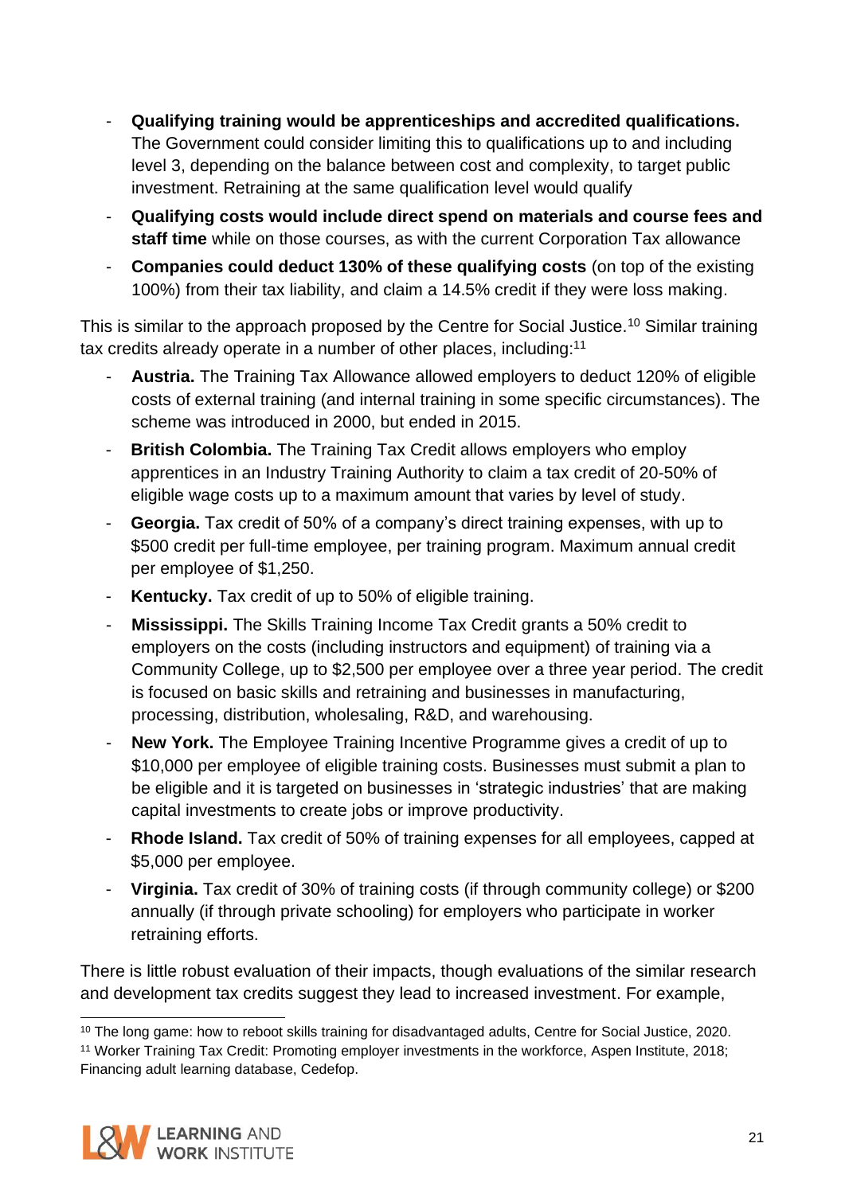- **Qualifying training would be apprenticeships and accredited qualifications.** The Government could consider limiting this to qualifications up to and including level 3, depending on the balance between cost and complexity, to target public investment. Retraining at the same qualification level would qualify
- **Qualifying costs would include direct spend on materials and course fees and staff time** while on those courses, as with the current Corporation Tax allowance
- **Companies could deduct 130% of these qualifying costs** (on top of the existing 100%) from their tax liability, and claim a 14.5% credit if they were loss making.

This is similar to the approach proposed by the Centre for Social Justice.[10] Similar training tax credits already operate in a number of other places, including:[11]

- **Austria.** The Training Tax Allowance allowed employers to deduct 120% of eligible costs of external training (and internal training in some specific circumstances). The scheme was introduced in 2000, but ended in 2015.
- **British Colombia.** The Training Tax Credit allows employers who employ apprentices in an Industry Training Authority to claim a tax credit of 20-50% of eligible wage costs up to a maximum amount that varies by level of study.
- **Georgia.** Tax credit of 50% of a company's direct training expenses, with up to $500 credit per full-time employee, per training program. Maximum annual credit per employee of $1,250.
- **Kentucky.** Tax credit of up to 50% of eligible training.
- **Mississippi.** The Skills Training Income Tax Credit grants a 50% credit to employers on the costs (including instructors and equipment) of training via a Community College, up to $2,500 per employee over a three year period. The credit is focused on basic skills and retraining and businesses in manufacturing, processing, distribution, wholesaling, R&D, and warehousing.
- **New York.** The Employee Training Incentive Programme gives a credit of up to $10,000 per employee of eligible training costs. Businesses must submit a plan to be eligible and it is targeted on businesses in 'strategic industries' that are making capital investments to create jobs or improve productivity.
- **Rhode Island.** Tax credit of 50% of training expenses for all employees, capped at $5,000 per employee.
- **Virginia.** Tax credit of 30% of training costs (if through community college) or $200 annually (if through private schooling) for employers who participate in worker retraining efforts.

There is little robust evaluation of their impacts, though evaluations of the similar research and development tax credits suggest they lead to increased investment. For example,

[10] The long game: how to reboot skills training for disadvantaged adults, Centre for Social Justice, 2020.

[11] Worker Training Tax Credit: Promoting employer investments in the workforce, Aspen Institute, 2018; Financing adult learning database, Cedefop.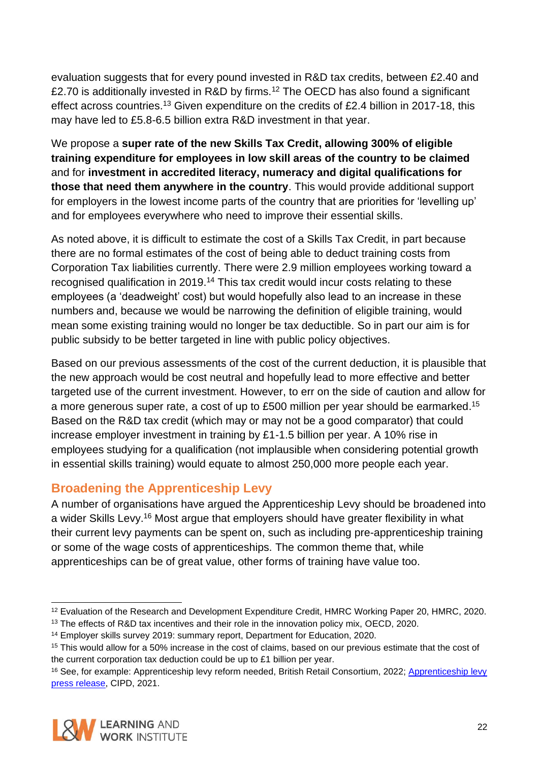evaluation suggests that for every pound invested in R&D tax credits, between £2.40 and £2.70 is additionally invested in R&D by firms.[12] The OECD has also found a significant effect across countries.[13] Given expenditure on the credits of £2.4 billion in 2017-18, this may have led to £5.8-6.5 billion extra R&D investment in that year.

We propose a **super rate of the new Skills Tax Credit, allowing 300% of eligible training expenditure for employees in low skill areas of the country to be claimed** and for **investment in accredited literacy, numeracy and digital qualifications for those that need them anywhere in the country**. This would provide additional support for employers in the lowest income parts of the country that are priorities for 'levelling up' and for employees everywhere who need to improve their essential skills.

As noted above, it is difficult to estimate the cost of a Skills Tax Credit, in part because there are no formal estimates of the cost of being able to deduct training costs from Corporation Tax liabilities currently. There were 2.9 million employees working toward a recognised qualification in 2019.[14] This tax credit would incur costs relating to these employees (a 'deadweight' cost) but would hopefully also lead to an increase in these numbers and, because we would be narrowing the definition of eligible training, would mean some existing training would no longer be tax deductible. So in part our aim is for public subsidy to be better targeted in line with public policy objectives.

Based on our previous assessments of the cost of the current deduction, it is plausible that the new approach would be cost neutral and hopefully lead to more effective and better targeted use of the current investment. However, to err on the side of caution and allow for a more generous super rate, a cost of up to £500 million per year should be earmarked.[15] Based on the R&D tax credit (which may or may not be a good comparator) that could increase employer investment in training by £1-1.5 billion per year. A 10% rise in employees studying for a qualification (not implausible when considering potential growth in essential skills training) would equate to almost 250,000 more people each year.

## Broadening the Apprenticeship Levy

A number of organisations have argued the Apprenticeship Levy should be broadened into a wider Skills Levy.[16] Most argue that employers should have greater flexibility in what their current levy payments can be spent on, such as including pre-apprenticeship training or some of the wage costs of apprenticeships. The common theme that, while apprenticeships can be of great value, other forms of training have value too.

---

[12] Evaluation of the Research and Development Expenditure Credit, HMRC Working Paper 20, HMRC, 2020.

[13] The effects of R&D tax incentives and their role in the innovation policy mix, OECD, 2020.

[14] Employer skills survey 2019: summary report, Department for Education, 2020.

[15] This would allow for a 50% increase in the cost of claims, based on our previous estimate that the cost of the current corporation tax deduction could be up to £1 billion per year.

[16] See, for example: Apprenticeship levy reform needed, British Retail Consortium, 2022; Apprenticeship levy press release, CIPD, 2021.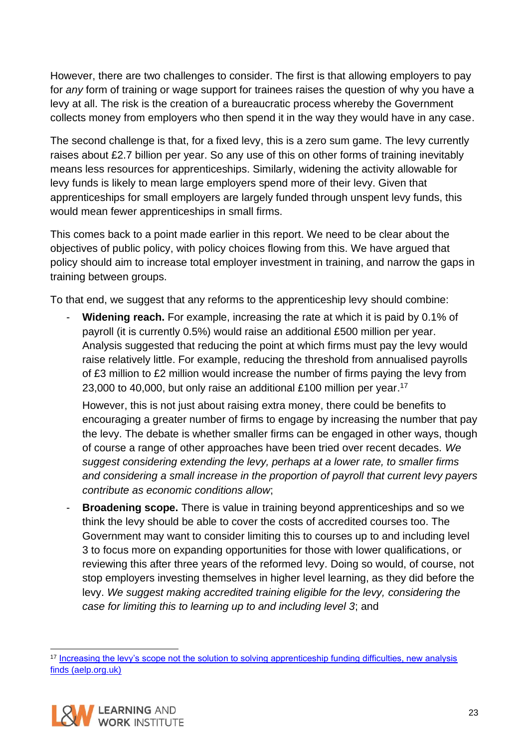However, there are two challenges to consider. The first is that allowing employers to pay for *any* form of training or wage support for trainees raises the question of why you have a levy at all. The risk is the creation of a bureaucratic process whereby the Government collects money from employers who then spend it in the way they would have in any case.

The second challenge is that, for a fixed levy, this is a zero sum game. The levy currently raises about £2.7 billion per year. So any use of this on other forms of training inevitably means less resources for apprenticeships. Similarly, widening the activity allowable for levy funds is likely to mean large employers spend more of their levy. Given that apprenticeships for small employers are largely funded through unspent levy funds, this would mean fewer apprenticeships in small firms.

This comes back to a point made earlier in this report. We need to be clear about the objectives of public policy, with policy choices flowing from this. We have argued that policy should aim to increase total employer investment in training, and narrow the gaps in training between groups.

To that end, we suggest that any reforms to the apprenticeship levy should combine:

- **Widening reach.** For example, increasing the rate at which it is paid by 0.1% of payroll (it is currently 0.5%) would raise an additional £500 million per year. Analysis suggested that reducing the point at which firms must pay the levy would raise relatively little. For example, reducing the threshold from annualised payrolls of £3 million to £2 million would increase the number of firms paying the levy from 23,000 to 40,000, but only raise an additional £100 million per year.[17]

  However, this is not just about raising extra money, there could be benefits to encouraging a greater number of firms to engage by increasing the number that pay the levy. The debate is whether smaller firms can be engaged in other ways, though of course a range of other approaches have been tried over recent decades. *We suggest considering extending the levy, perhaps at a lower rate, to smaller firms and considering a small increase in the proportion of payroll that current levy payers contribute as economic conditions allow*;

- **Broadening scope.** There is value in training beyond apprenticeships and so we think the levy should be able to cover the costs of accredited courses too. The Government may want to consider limiting this to courses up to and including level 3 to focus more on expanding opportunities for those with lower qualifications, or reviewing this after three years of the reformed levy. Doing so would, of course, not stop employers investing themselves in higher level learning, as they did before the levy. *We suggest making accredited training eligible for the levy, considering the case for limiting this to learning up to and including level 3*; and

[17] Increasing the levy's scope not the solution to solving apprenticeship funding difficulties, new analysis finds (aelp.org.uk)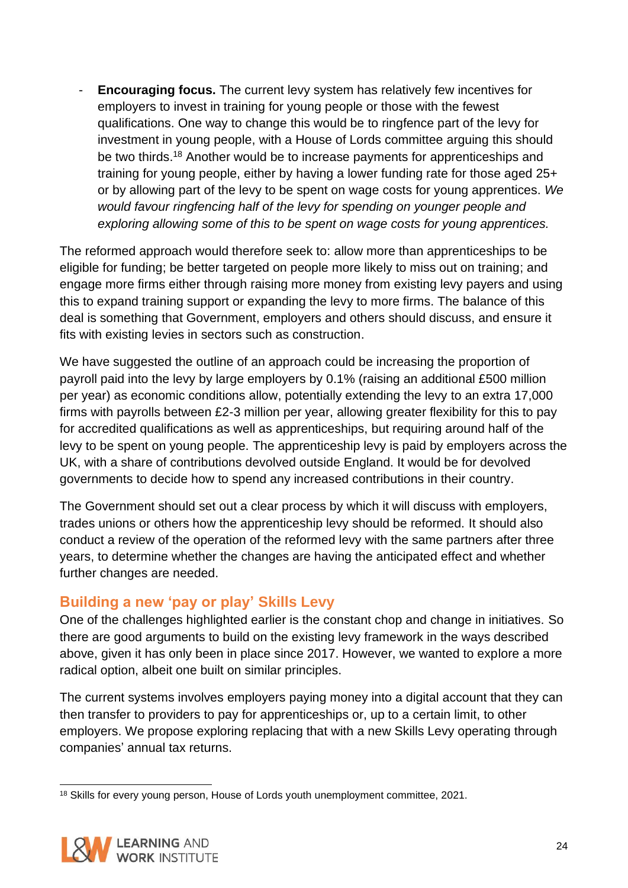- **Encouraging focus.** The current levy system has relatively few incentives for employers to invest in training for young people or those with the fewest qualifications. One way to change this would be to ringfence part of the levy for investment in young people, with a House of Lords committee arguing this should be two thirds.[18] Another would be to increase payments for apprenticeships and training for young people, either by having a lower funding rate for those aged 25+ or by allowing part of the levy to be spent on wage costs for young apprentices. *We would favour ringfencing half of the levy for spending on younger people and exploring allowing some of this to be spent on wage costs for young apprentices.*

The reformed approach would therefore seek to: allow more than apprenticeships to be eligible for funding; be better targeted on people more likely to miss out on training; and engage more firms either through raising more money from existing levy payers and using this to expand training support or expanding the levy to more firms. The balance of this deal is something that Government, employers and others should discuss, and ensure it fits with existing levies in sectors such as construction.

We have suggested the outline of an approach could be increasing the proportion of payroll paid into the levy by large employers by 0.1% (raising an additional £500 million per year) as economic conditions allow, potentially extending the levy to an extra 17,000 firms with payrolls between £2-3 million per year, allowing greater flexibility for this to pay for accredited qualifications as well as apprenticeships, but requiring around half of the levy to be spent on young people. The apprenticeship levy is paid by employers across the UK, with a share of contributions devolved outside England. It would be for devolved governments to decide how to spend any increased contributions in their country.

The Government should set out a clear process by which it will discuss with employers, trades unions or others how the apprenticeship levy should be reformed. It should also conduct a review of the operation of the reformed levy with the same partners after three years, to determine whether the changes are having the anticipated effect and whether further changes are needed.

## Building a new 'pay or play' Skills Levy

One of the challenges highlighted earlier is the constant chop and change in initiatives. So there are good arguments to build on the existing levy framework in the ways described above, given it has only been in place since 2017. However, we wanted to explore a more radical option, albeit one built on similar principles.

The current systems involves employers paying money into a digital account that they can then transfer to providers to pay for apprenticeships or, up to a certain limit, to other employers. We propose exploring replacing that with a new Skills Levy operating through companies' annual tax returns.

---

[18] Skills for every young person, House of Lords youth unemployment committee, 2021.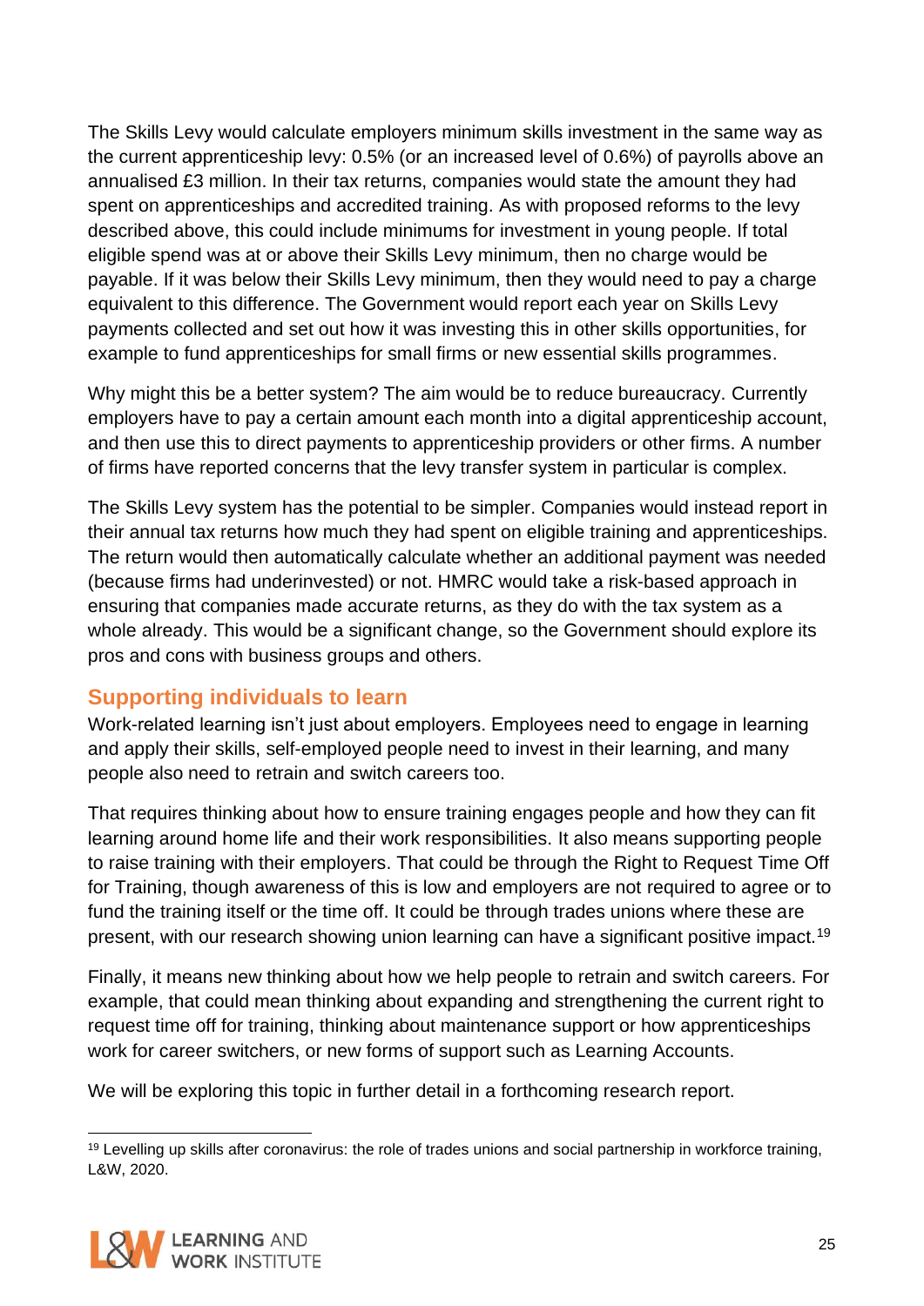The Skills Levy would calculate employers minimum skills investment in the same way as the current apprenticeship levy: 0.5% (or an increased level of 0.6%) of payrolls above an annualised £3 million. In their tax returns, companies would state the amount they had spent on apprenticeships and accredited training. As with proposed reforms to the levy described above, this could include minimums for investment in young people. If total eligible spend was at or above their Skills Levy minimum, then no charge would be payable. If it was below their Skills Levy minimum, then they would need to pay a charge equivalent to this difference. The Government would report each year on Skills Levy payments collected and set out how it was investing this in other skills opportunities, for example to fund apprenticeships for small firms or new essential skills programmes.

Why might this be a better system? The aim would be to reduce bureaucracy. Currently employers have to pay a certain amount each month into a digital apprenticeship account, and then use this to direct payments to apprenticeship providers or other firms. A number of firms have reported concerns that the levy transfer system in particular is complex.

The Skills Levy system has the potential to be simpler. Companies would instead report in their annual tax returns how much they had spent on eligible training and apprenticeships. The return would then automatically calculate whether an additional payment was needed (because firms had underinvested) or not. HMRC would take a risk-based approach in ensuring that companies made accurate returns, as they do with the tax system as a whole already. This would be a significant change, so the Government should explore its pros and cons with business groups and others.

## Supporting individuals to learn

Work-related learning isn't just about employers. Employees need to engage in learning and apply their skills, self-employed people need to invest in their learning, and many people also need to retrain and switch careers too.

That requires thinking about how to ensure training engages people and how they can fit learning around home life and their work responsibilities. It also means supporting people to raise training with their employers. That could be through the Right to Request Time Off for Training, though awareness of this is low and employers are not required to agree or to fund the training itself or the time off. It could be through trades unions where these are present, with our research showing union learning can have a significant positive impact.[19]

Finally, it means new thinking about how we help people to retrain and switch careers. For example, that could mean thinking about expanding and strengthening the current right to request time off for training, thinking about maintenance support or how apprenticeships work for career switchers, or new forms of support such as Learning Accounts.

We will be exploring this topic in further detail in a forthcoming research report.

---

[19] Levelling up skills after coronavirus: the role of trades unions and social partnership in workforce training, L&W, 2020.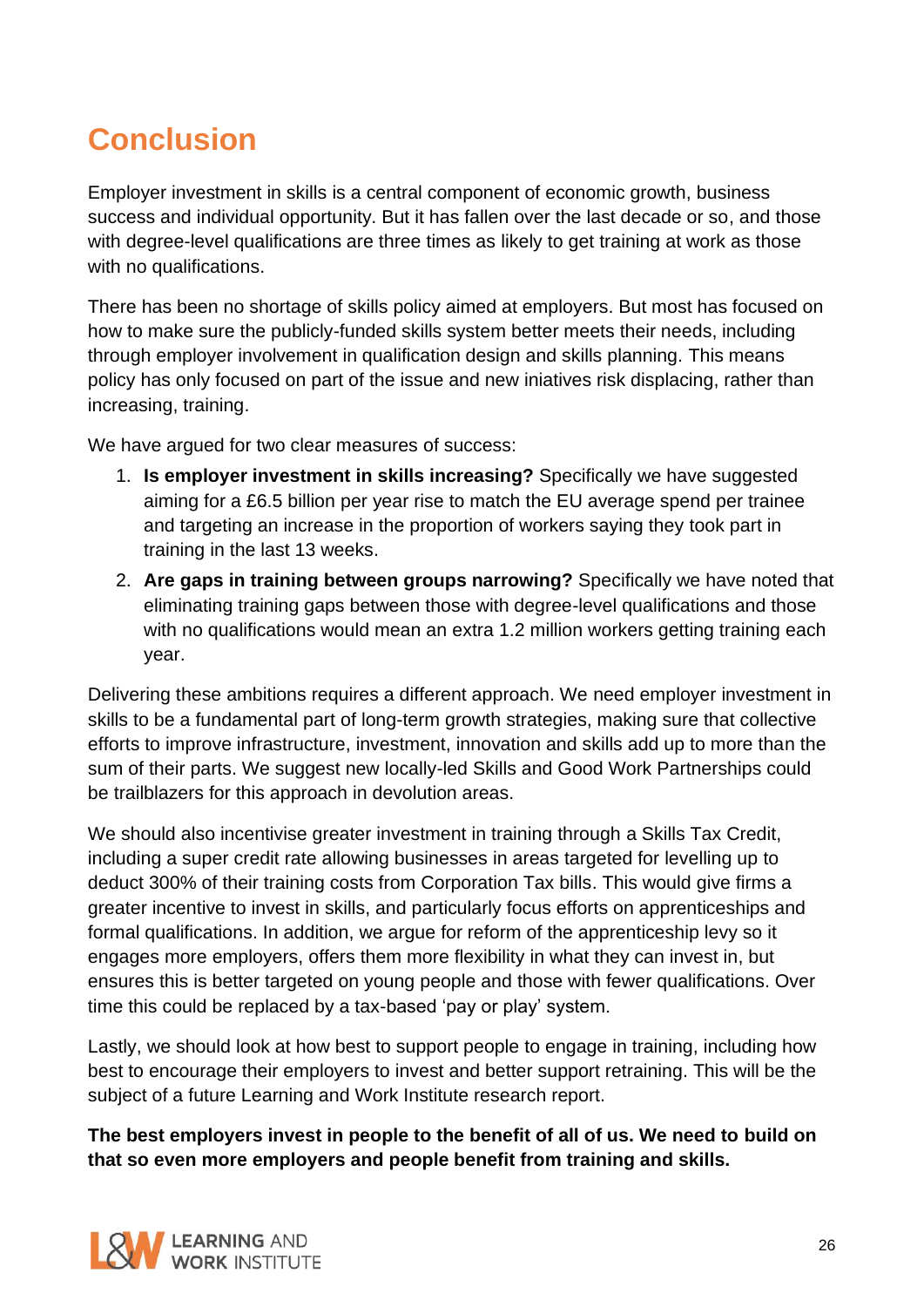# Conclusion

Employer investment in skills is a central component of economic growth, business success and individual opportunity. But it has fallen over the last decade or so, and those with degree-level qualifications are three times as likely to get training at work as those with no qualifications.

There has been no shortage of skills policy aimed at employers. But most has focused on how to make sure the publicly-funded skills system better meets their needs, including through employer involvement in qualification design and skills planning. This means policy has only focused on part of the issue and new iniatives risk displacing, rather than increasing, training.

We have argued for two clear measures of success:

1. **Is employer investment in skills increasing?** Specifically we have suggested aiming for a £6.5 billion per year rise to match the EU average spend per trainee and targeting an increase in the proportion of workers saying they took part in training in the last 13 weeks.
2. **Are gaps in training between groups narrowing?** Specifically we have noted that eliminating training gaps between those with degree-level qualifications and those with no qualifications would mean an extra 1.2 million workers getting training each year.

Delivering these ambitions requires a different approach. We need employer investment in skills to be a fundamental part of long-term growth strategies, making sure that collective efforts to improve infrastructure, investment, innovation and skills add up to more than the sum of their parts. We suggest new locally-led Skills and Good Work Partnerships could be trailblazers for this approach in devolution areas.

We should also incentivise greater investment in training through a Skills Tax Credit, including a super credit rate allowing businesses in areas targeted for levelling up to deduct 300% of their training costs from Corporation Tax bills. This would give firms a greater incentive to invest in skills, and particularly focus efforts on apprenticeships and formal qualifications. In addition, we argue for reform of the apprenticeship levy so it engages more employers, offers them more flexibility in what they can invest in, but ensures this is better targeted on young people and those with fewer qualifications. Over time this could be replaced by a tax-based 'pay or play' system.

Lastly, we should look at how best to support people to engage in training, including how best to encourage their employers to invest and better support retraining. This will be the subject of a future Learning and Work Institute research report.

**The best employers invest in people to the benefit of all of us. We need to build on that so even more employers and people benefit from training and skills.**